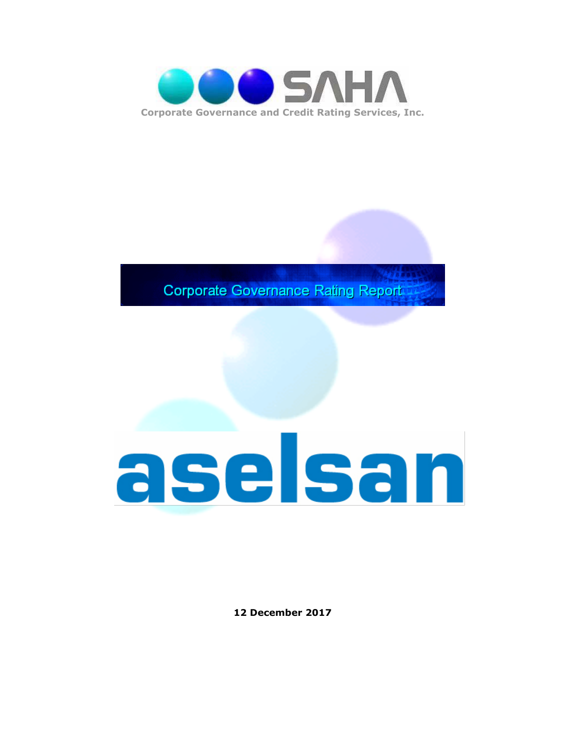SAHA

Corporate Governance and Credit Rating Services, Inc.

# Corporate Governance Rating Report

aselsan

**12 December 2017**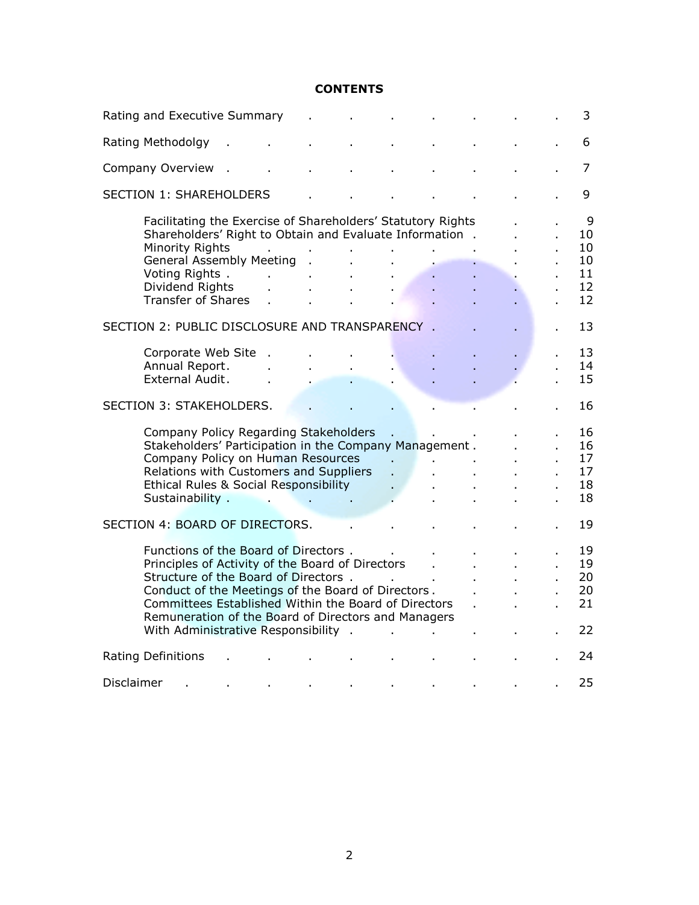# CONTENTS

| | |
|---|---|
| Rating and Executive Summary | 3 |
| Rating Methodolgy | 6 |
| Company Overview | 7 |
| SECTION 1: SHAREHOLDERS | 9 |
| Facilitating the Exercise of Shareholders' Statutory Rights | 9 |
| Shareholders' Right to Obtain and Evaluate Information | 10 |
| Minority Rights | 10 |
| General Assembly Meeting | 10 |
| Voting Rights | 11 |
| Dividend Rights | 12 |
| Transfer of Shares | 12 |
| SECTION 2: PUBLIC DISCLOSURE AND TRANSPARENCY | 13 |
| Corporate Web Site | 13 |
| Annual Report | 14 |
| External Audit | 15 |
| SECTION 3: STAKEHOLDERS | 16 |
| Company Policy Regarding Stakeholders | 16 |
| Stakeholders' Participation in the Company Management | 16 |
| Company Policy on Human Resources | 17 |
| Relations with Customers and Suppliers | 17 |
| Ethical Rules & Social Responsibility | 18 |
| Sustainability | 18 |
| SECTION 4: BOARD OF DIRECTORS | 19 |
| Functions of the Board of Directors | 19 |
| Principles of Activity of the Board of Directors | 19 |
| Structure of the Board of Directors | 20 |
| Conduct of the Meetings of the Board of Directors | 20 |
| Committees Established Within the Board of Directors | 21 |
| Remuneration of the Board of Directors and Managers With Administrative Responsibility | 22 |
| Rating Definitions | 24 |
| Disclaimer | 25 |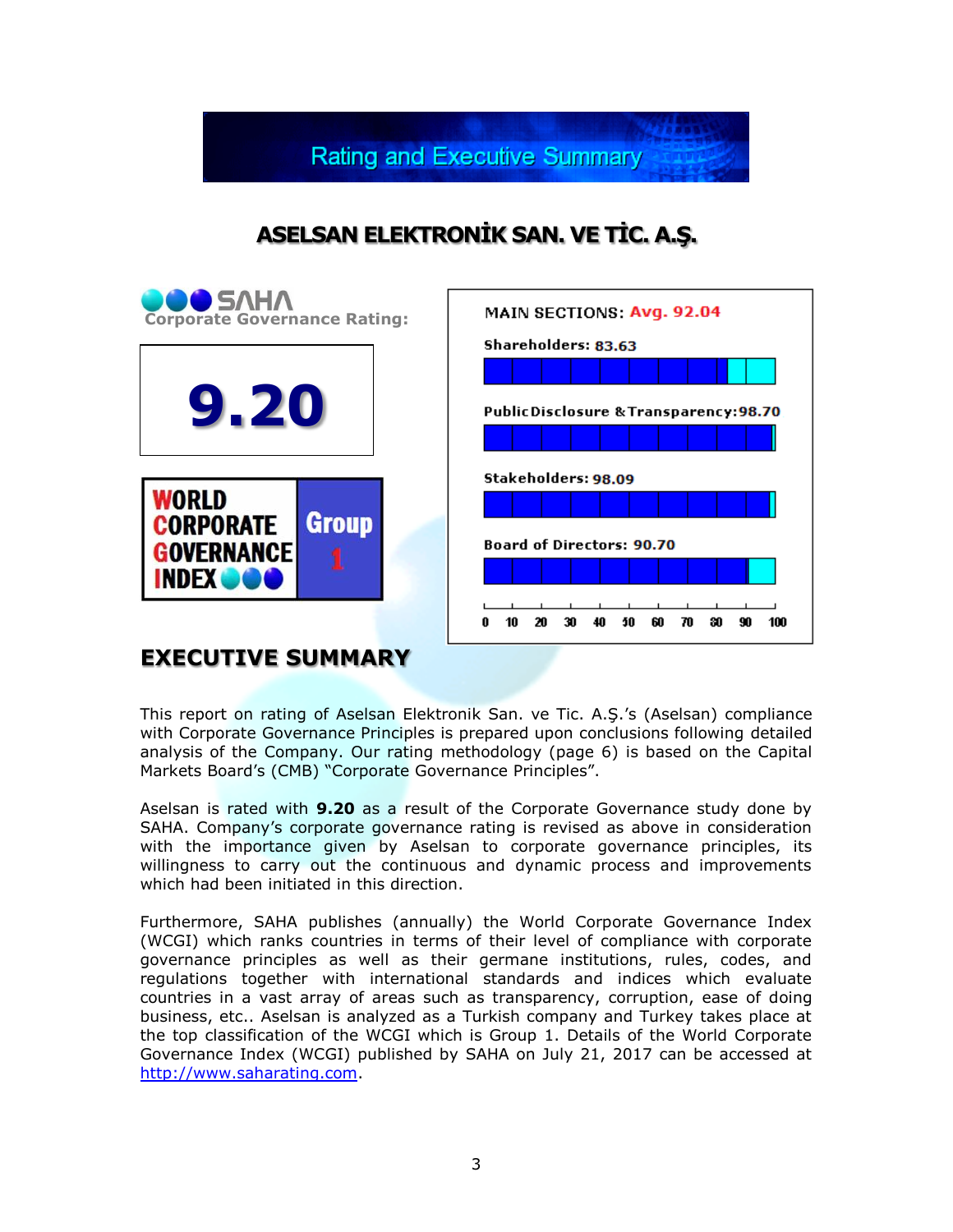# Rating and Executive Summary

## ASELSAN ELEKTRONİK SAN. VE TİC. A.Ş.

**SAHA Corporate Governance Rating:**

**9.20**

**WORLD CORPORATE GOVERNANCE INDEX — Group 1**

MAIN SECTIONS: **Avg. 92.04**

| Section | Score |
|---|---|
| Shareholders | 83.63 |
| Public Disclosure & Transparency | 98.70 |
| Stakeholders | 98.09 |
| Board of Directors | 90.70 |

## EXECUTIVE SUMMARY

This report on rating of Aselsan Elektronik San. ve Tic. A.Ş.'s (Aselsan) compliance with Corporate Governance Principles is prepared upon conclusions following detailed analysis of the Company. Our rating methodology (page 6) is based on the Capital Markets Board's (CMB) "Corporate Governance Principles".

Aselsan is rated with **9.20** as a result of the Corporate Governance study done by SAHA. Company's corporate governance rating is revised as above in consideration with the importance given by Aselsan to corporate governance principles, its willingness to carry out the continuous and dynamic process and improvements which had been initiated in this direction.

Furthermore, SAHA publishes (annually) the World Corporate Governance Index (WCGI) which ranks countries in terms of their level of compliance with corporate governance principles as well as their germane institutions, rules, codes, and regulations together with international standards and indices which evaluate countries in a vast array of areas such as transparency, corruption, ease of doing business, etc.. Aselsan is analyzed as a Turkish company and Turkey takes place at the top classification of the WCGI which is Group 1. Details of the World Corporate Governance Index (WCGI) published by SAHA on July 21, 2017 can be accessed at http://www.saharating.com.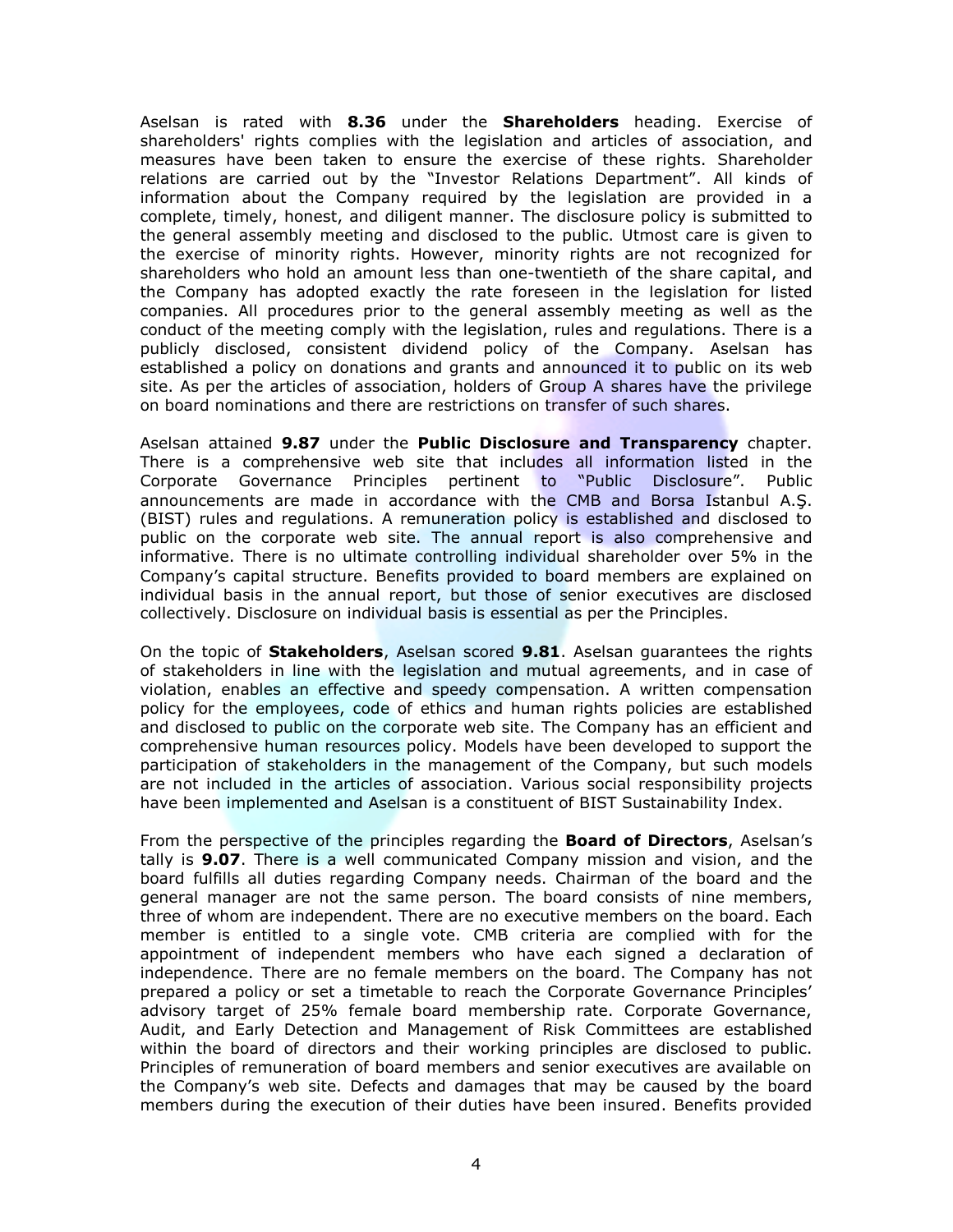Aselsan is rated with **8.36** under the **Shareholders** heading. Exercise of shareholders' rights complies with the legislation and articles of association, and measures have been taken to ensure the exercise of these rights. Shareholder relations are carried out by the "Investor Relations Department". All kinds of information about the Company required by the legislation are provided in a complete, timely, honest, and diligent manner. The disclosure policy is submitted to the general assembly meeting and disclosed to the public. Utmost care is given to the exercise of minority rights. However, minority rights are not recognized for shareholders who hold an amount less than one-twentieth of the share capital, and the Company has adopted exactly the rate foreseen in the legislation for listed companies. All procedures prior to the general assembly meeting as well as the conduct of the meeting comply with the legislation, rules and regulations. There is a publicly disclosed, consistent dividend policy of the Company. Aselsan has established a policy on donations and grants and announced it to public on its web site. As per the articles of association, holders of Group A shares have the privilege on board nominations and there are restrictions on transfer of such shares.

Aselsan attained **9.87** under the **Public Disclosure and Transparency** chapter. There is a comprehensive web site that includes all information listed in the Corporate Governance Principles pertinent to "Public Disclosure". Public announcements are made in accordance with the CMB and Borsa Istanbul A.Ş. (BIST) rules and regulations. A remuneration policy is established and disclosed to public on the corporate web site. The annual report is also comprehensive and informative. There is no ultimate controlling individual shareholder over 5% in the Company's capital structure. Benefits provided to board members are explained on individual basis in the annual report, but those of senior executives are disclosed collectively. Disclosure on individual basis is essential as per the Principles.

On the topic of **Stakeholders**, Aselsan scored **9.81**. Aselsan guarantees the rights of stakeholders in line with the legislation and mutual agreements, and in case of violation, enables an effective and speedy compensation. A written compensation policy for the employees, code of ethics and human rights policies are established and disclosed to public on the corporate web site. The Company has an efficient and comprehensive human resources policy. Models have been developed to support the participation of stakeholders in the management of the Company, but such models are not included in the articles of association. Various social responsibility projects have been implemented and Aselsan is a constituent of BIST Sustainability Index.

From the perspective of the principles regarding the **Board of Directors**, Aselsan's tally is **9.07**. There is a well communicated Company mission and vision, and the board fulfills all duties regarding Company needs. Chairman of the board and the general manager are not the same person. The board consists of nine members, three of whom are independent. There are no executive members on the board. Each member is entitled to a single vote. CMB criteria are complied with for the appointment of independent members who have each signed a declaration of independence. There are no female members on the board. The Company has not prepared a policy or set a timetable to reach the Corporate Governance Principles' advisory target of 25% female board membership rate. Corporate Governance, Audit, and Early Detection and Management of Risk Committees are established within the board of directors and their working principles are disclosed to public. Principles of remuneration of board members and senior executives are available on the Company's web site. Defects and damages that may be caused by the board members during the execution of their duties have been insured. Benefits provided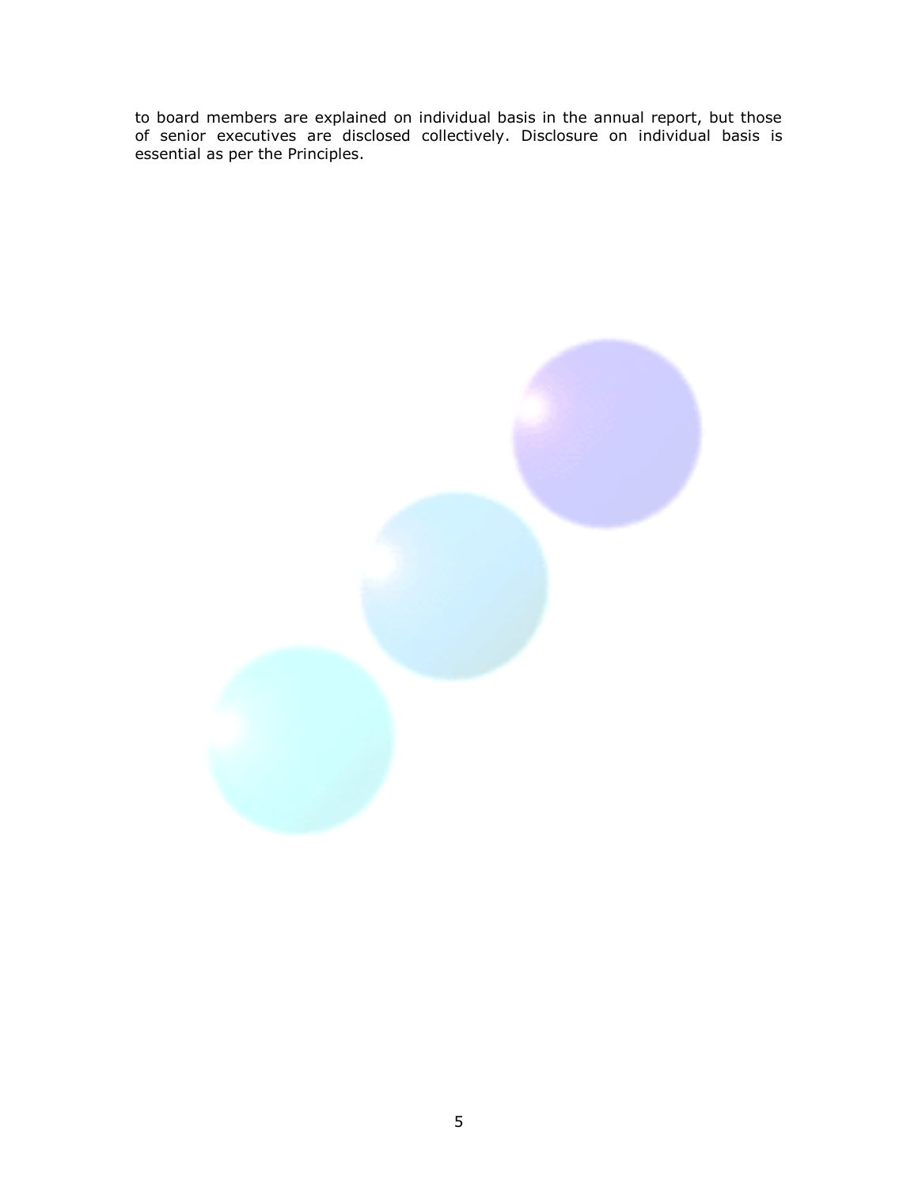to board members are explained on individual basis in the annual report, but those of senior executives are disclosed collectively. Disclosure on individual basis is essential as per the Principles.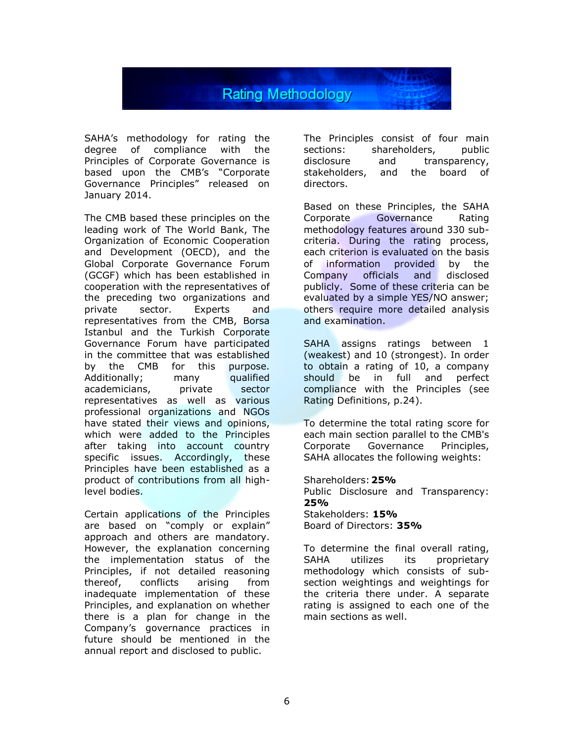# Rating Methodology

SAHA's methodology for rating the degree of compliance with the Principles of Corporate Governance is based upon the CMB's "Corporate Governance Principles" released on January 2014.

The CMB based these principles on the leading work of The World Bank, The Organization of Economic Cooperation and Development (OECD), and the Global Corporate Governance Forum (GCGF) which has been established in cooperation with the representatives of the preceding two organizations and private sector. Experts and representatives from the CMB, Borsa Istanbul and the Turkish Corporate Governance Forum have participated in the committee that was established by the CMB for this purpose. Additionally; many qualified academicians, private sector representatives as well as various professional organizations and NGOs have stated their views and opinions, which were added to the Principles after taking into account country specific issues. Accordingly, these Principles have been established as a product of contributions from all high-level bodies.

Certain applications of the Principles are based on "comply or explain" approach and others are mandatory. However, the explanation concerning the implementation status of the Principles, if not detailed reasoning thereof, conflicts arising from inadequate implementation of these Principles, and explanation on whether there is a plan for change in the Company's governance practices in future should be mentioned in the annual report and disclosed to public.

The Principles consist of four main sections: shareholders, public disclosure and transparency, stakeholders, and the board of directors.

Based on these Principles, the SAHA Corporate Governance Rating methodology features around 330 sub-criteria. During the rating process, each criterion is evaluated on the basis of information provided by the Company officials and disclosed publicly. Some of these criteria can be evaluated by a simple YES/NO answer; others require more detailed analysis and examination.

SAHA assigns ratings between 1 (weakest) and 10 (strongest). In order to obtain a rating of 10, a company should be in full and perfect compliance with the Principles (see Rating Definitions, p.24).

To determine the total rating score for each main section parallel to the CMB's Corporate Governance Principles, SAHA allocates the following weights:

Shareholders: **25%**
Public Disclosure and Transparency: **25%**
Stakeholders: **15%**
Board of Directors: **35%**

To determine the final overall rating, SAHA utilizes its proprietary methodology which consists of sub-section weightings and weightings for the criteria there under. A separate rating is assigned to each one of the main sections as well.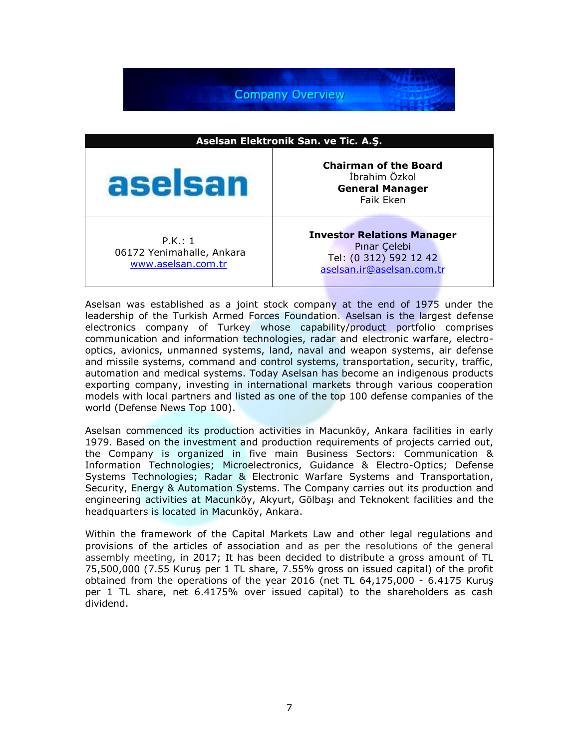# Company Overview

| Aselsan Elektronik San. ve Tic. A.Ş. | |
|---|---|
| aselsan | **Chairman of the Board**<br>İbrahim Özkol<br>**General Manager**<br>Faik Eken |
| P.K.: 1<br>06172 Yenimahalle, Ankara<br>www.aselsan.com.tr | **Investor Relations Manager**<br>Pınar Çelebi<br>Tel: (0 312) 592 12 42<br>aselsan.ir@aselsan.com.tr |

Aselsan was established as a joint stock company at the end of 1975 under the leadership of the Turkish Armed Forces Foundation. Aselsan is the largest defense electronics company of Turkey whose capability/product portfolio comprises communication and information technologies, radar and electronic warfare, electro-optics, avionics, unmanned systems, land, naval and weapon systems, air defense and missile systems, command and control systems, transportation, security, traffic, automation and medical systems. Today Aselsan has become an indigenous products exporting company, investing in international markets through various cooperation models with local partners and listed as one of the top 100 defense companies of the world (Defense News Top 100).

Aselsan commenced its production activities in Macunköy, Ankara facilities in early 1979. Based on the investment and production requirements of projects carried out, the Company is organized in five main Business Sectors: Communication & Information Technologies; Microelectronics, Guidance & Electro-Optics; Defense Systems Technologies; Radar & Electronic Warfare Systems and Transportation, Security, Energy & Automation Systems. The Company carries out its production and engineering activities at Macunköy, Akyurt, Gölbaşı and Teknokent facilities and the headquarters is located in Macunköy, Ankara.

Within the framework of the Capital Markets Law and other legal regulations and provisions of the articles of association and as per the resolutions of the general assembly meeting, in 2017; It has been decided to distribute a gross amount of TL 75,500,000 (7.55 Kuruş per 1 TL share, 7.55% gross on issued capital) of the profit obtained from the operations of the year 2016 (net TL 64,175,000 - 6.4175 Kuruş per 1 TL share, net 6.4175% over issued capital) to the shareholders as cash dividend.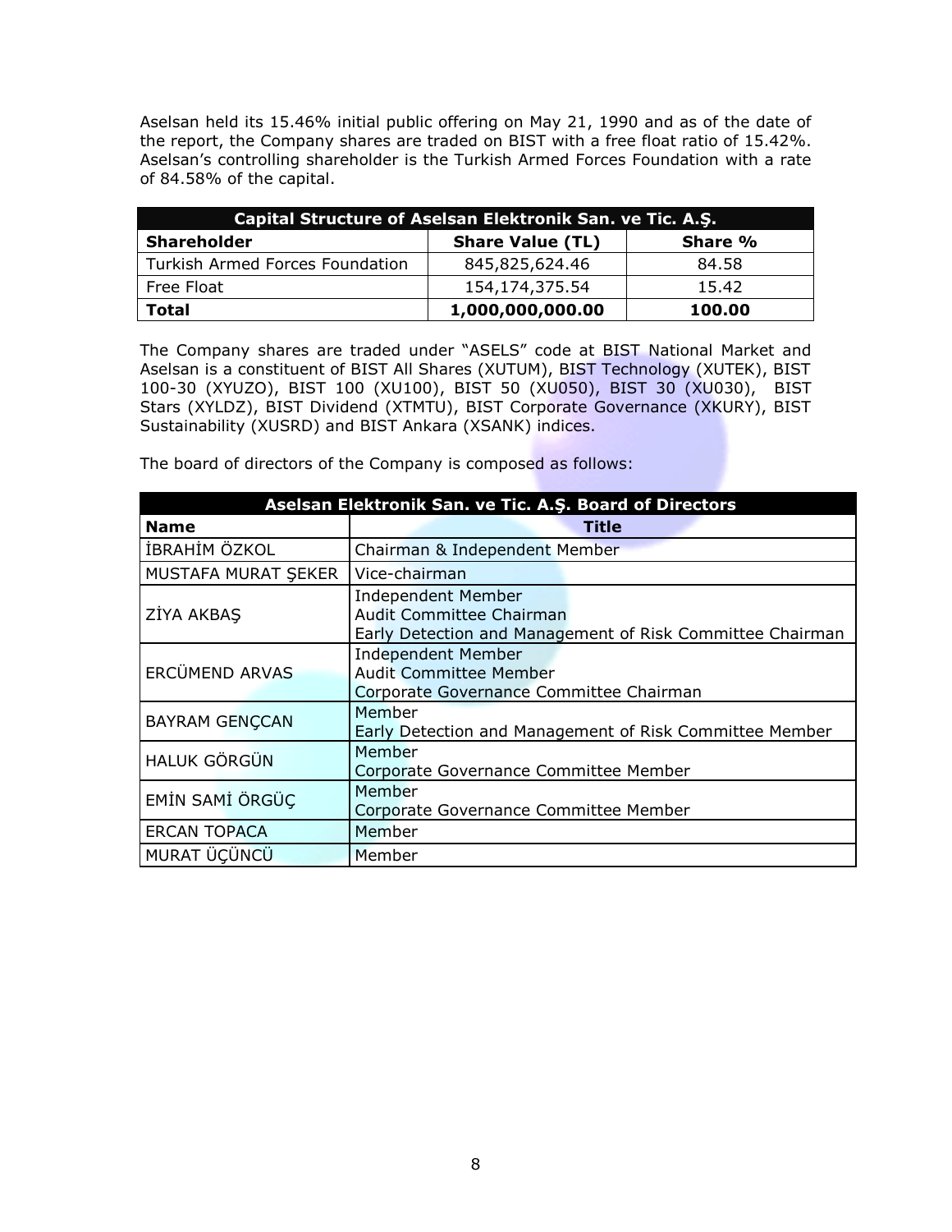Aselsan held its 15.46% initial public offering on May 21, 1990 and as of the date of the report, the Company shares are traded on BIST with a free float ratio of 15.42%. Aselsan's controlling shareholder is the Turkish Armed Forces Foundation with a rate of 84.58% of the capital.

| Capital Structure of Aselsan Elektronik San. ve Tic. A.Ş. | | |
|---|---|---|
| **Shareholder** | **Share Value (TL)** | **Share %** |
| Turkish Armed Forces Foundation | 845,825,624.46 | 84.58 |
| Free Float | 154,174,375.54 | 15.42 |
| **Total** | **1,000,000,000.00** | **100.00** |

The Company shares are traded under "ASELS" code at BIST National Market and Aselsan is a constituent of BIST All Shares (XUTUM), BIST Technology (XUTEK), BIST 100-30 (XYUZO), BIST 100 (XU100), BIST 50 (XU050), BIST 30 (XU030), BIST Stars (XYLDZ), BIST Dividend (XTMTU), BIST Corporate Governance (XKURY), BIST Sustainability (XUSRD) and BIST Ankara (XSANK) indices.

The board of directors of the Company is composed as follows:

| Aselsan Elektronik San. ve Tic. A.Ş. Board of Directors | |
|---|---|
| **Name** | **Title** |
| İBRAHİM ÖZKOL | Chairman & Independent Member |
| MUSTAFA MURAT ŞEKER | Vice-chairman |
| ZİYA AKBAŞ | Independent Member<br>Audit Committee Chairman<br>Early Detection and Management of Risk Committee Chairman |
| ERCÜMEND ARVAS | Independent Member<br>Audit Committee Member<br>Corporate Governance Committee Chairman |
| BAYRAM GENÇCAN | Member<br>Early Detection and Management of Risk Committee Member |
| HALUK GÖRGÜN | Member<br>Corporate Governance Committee Member |
| EMİN SAMİ ÖRGÜÇ | Member<br>Corporate Governance Committee Member |
| ERCAN TOPACA | Member |
| MURAT ÜÇÜNCÜ | Member |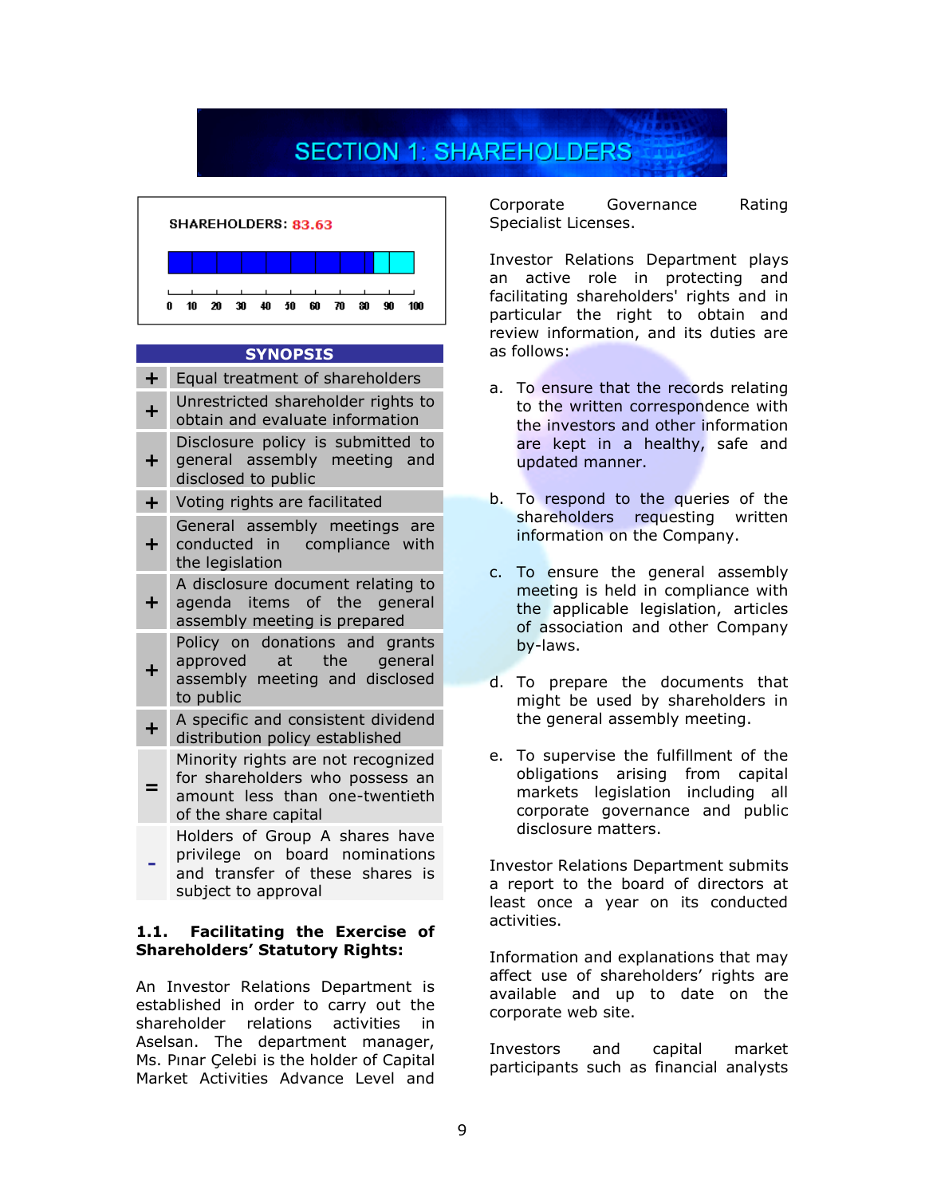# SECTION 1: SHAREHOLDERS

SHAREHOLDERS: 83.63

| SYNOPSIS | |
|---|---|
| + | Equal treatment of shareholders |
| + | Unrestricted shareholder rights to obtain and evaluate information |
| + | Disclosure policy is submitted to general assembly meeting and disclosed to public |
| + | Voting rights are facilitated |
| + | General assembly meetings are conducted in compliance with the legislation |
| + | A disclosure document relating to agenda items of the general assembly meeting is prepared |
| + | Policy on donations and grants approved at the general assembly meeting and disclosed to public |
| + | A specific and consistent dividend distribution policy established |
| = | Minority rights are not recognized for shareholders who possess an amount less than one-twentieth of the share capital |
| - | Holders of Group A shares have privilege on board nominations and transfer of these shares is subject to approval |

### 1.1. Facilitating the Exercise of Shareholders' Statutory Rights:

An Investor Relations Department is established in order to carry out the shareholder relations activities in Aselsan. The department manager, Ms. Pınar Çelebi is the holder of Capital Market Activities Advance Level and Corporate Governance Rating Specialist Licenses.

Investor Relations Department plays an active role in protecting and facilitating shareholders' rights and in particular the right to obtain and review information, and its duties are as follows:

a. To ensure that the records relating to the written correspondence with the investors and other information are kept in a healthy, safe and updated manner.

b. To respond to the queries of the shareholders requesting written information on the Company.

c. To ensure the general assembly meeting is held in compliance with the applicable legislation, articles of association and other Company by-laws.

d. To prepare the documents that might be used by shareholders in the general assembly meeting.

e. To supervise the fulfillment of the obligations arising from capital markets legislation including all corporate governance and public disclosure matters.

Investor Relations Department submits a report to the board of directors at least once a year on its conducted activities.

Information and explanations that may affect use of shareholders' rights are available and up to date on the corporate web site.

Investors and capital market participants such as financial analysts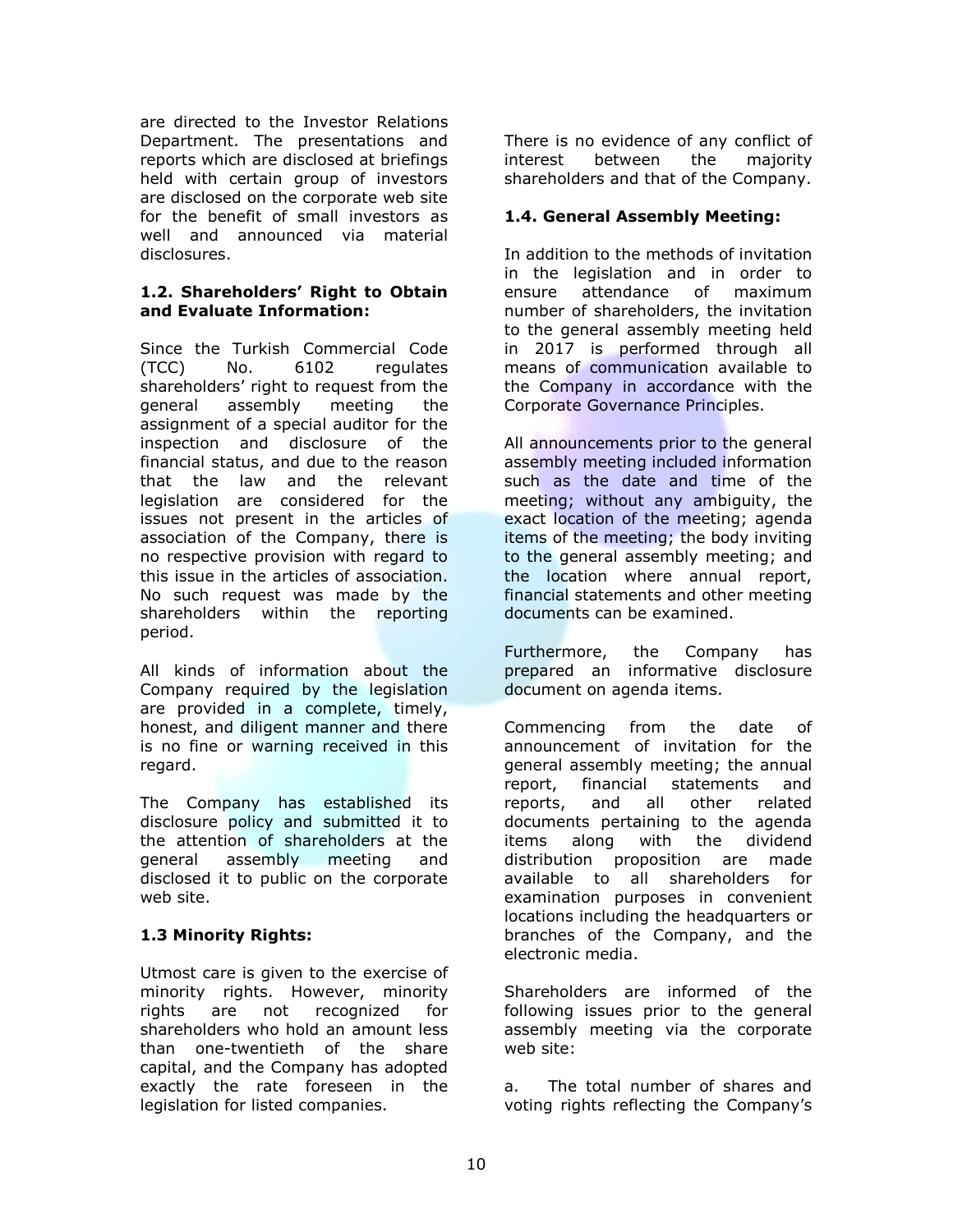are directed to the Investor Relations Department. The presentations and reports which are disclosed at briefings held with certain group of investors are disclosed on the corporate web site for the benefit of small investors as well and announced via material disclosures.

### 1.2. Shareholders' Right to Obtain and Evaluate Information:

Since the Turkish Commercial Code (TCC) No. 6102 regulates shareholders' right to request from the general assembly meeting the assignment of a special auditor for the inspection and disclosure of the financial status, and due to the reason that the law and the relevant legislation are considered for the issues not present in the articles of association of the Company, there is no respective provision with regard to this issue in the articles of association. No such request was made by the shareholders within the reporting period.

All kinds of information about the Company required by the legislation are provided in a complete, timely, honest, and diligent manner and there is no fine or warning received in this regard.

The Company has established its disclosure policy and submitted it to the attention of shareholders at the general assembly meeting and disclosed it to public on the corporate web site.

### 1.3 Minority Rights:

Utmost care is given to the exercise of minority rights. However, minority rights are not recognized for shareholders who hold an amount less than one-twentieth of the share capital, and the Company has adopted exactly the rate foreseen in the legislation for listed companies.

There is no evidence of any conflict of interest between the majority shareholders and that of the Company.

### 1.4. General Assembly Meeting:

In addition to the methods of invitation in the legislation and in order to ensure attendance of maximum number of shareholders, the invitation to the general assembly meeting held in 2017 is performed through all means of communication available to the Company in accordance with the Corporate Governance Principles.

All announcements prior to the general assembly meeting included information such as the date and time of the meeting; without any ambiguity, the exact location of the meeting; agenda items of the meeting; the body inviting to the general assembly meeting; and the location where annual report, financial statements and other meeting documents can be examined.

Furthermore, the Company has prepared an informative disclosure document on agenda items.

Commencing from the date of announcement of invitation for the general assembly meeting; the annual report, financial statements and reports, and all other related documents pertaining to the agenda items along with the dividend distribution proposition are made available to all shareholders for examination purposes in convenient locations including the headquarters or branches of the Company, and the electronic media.

Shareholders are informed of the following issues prior to the general assembly meeting via the corporate web site:

a. The total number of shares and voting rights reflecting the Company's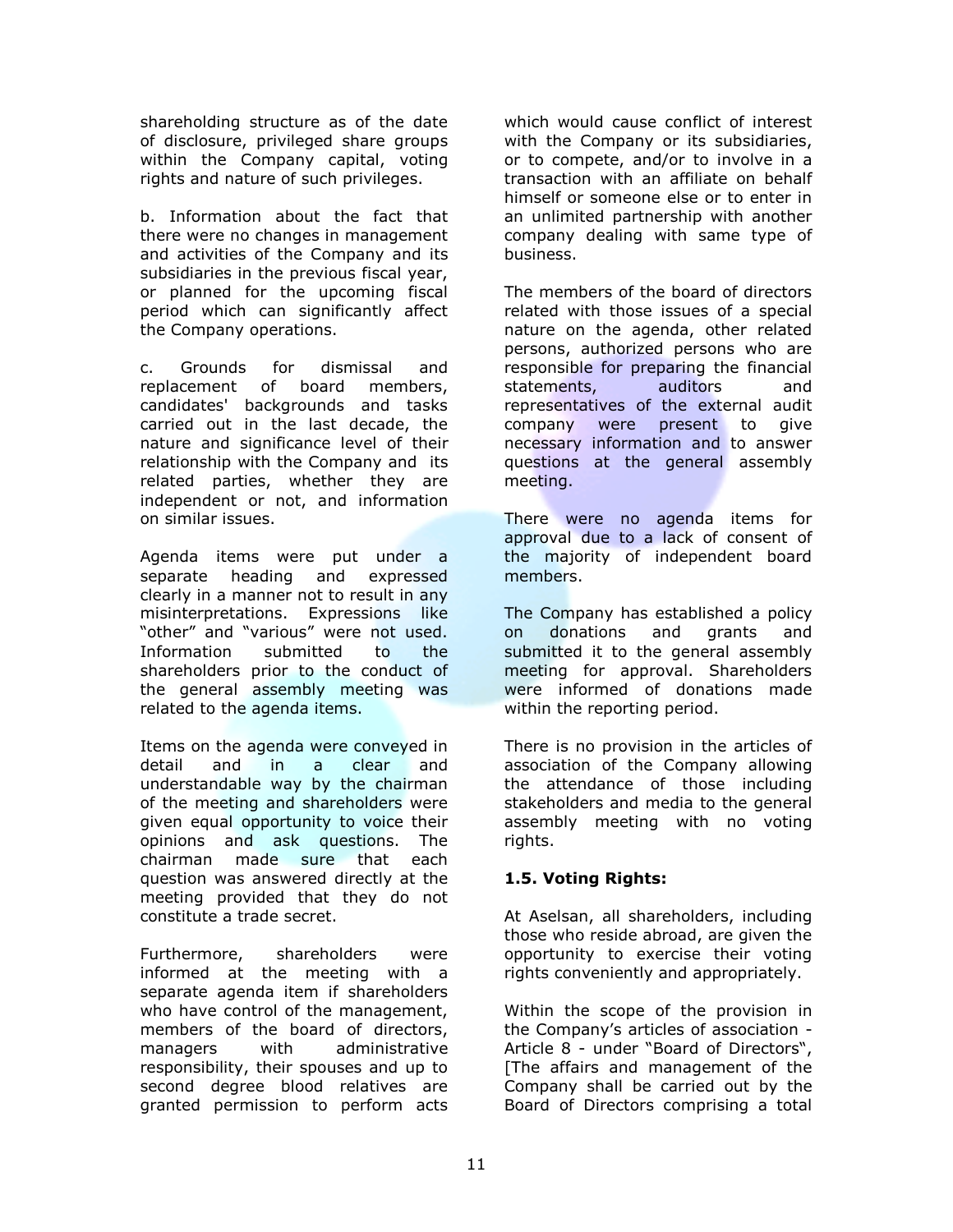shareholding structure as of the date of disclosure, privileged share groups within the Company capital, voting rights and nature of such privileges.

b. Information about the fact that there were no changes in management and activities of the Company and its subsidiaries in the previous fiscal year, or planned for the upcoming fiscal period which can significantly affect the Company operations.

c. Grounds for dismissal and replacement of board members, candidates' backgrounds and tasks carried out in the last decade, the nature and significance level of their relationship with the Company and its related parties, whether they are independent or not, and information on similar issues.

Agenda items were put under a separate heading and expressed clearly in a manner not to result in any misinterpretations. Expressions like "other" and "various" were not used. Information submitted to the shareholders prior to the conduct of the general assembly meeting was related to the agenda items.

Items on the agenda were conveyed in detail and in a clear and understandable way by the chairman of the meeting and shareholders were given equal opportunity to voice their opinions and ask questions. The chairman made sure that each question was answered directly at the meeting provided that they do not constitute a trade secret.

Furthermore, shareholders were informed at the meeting with a separate agenda item if shareholders who have control of the management, members of the board of directors, managers with administrative responsibility, their spouses and up to second degree blood relatives are granted permission to perform acts which would cause conflict of interest with the Company or its subsidiaries, or to compete, and/or to involve in a transaction with an affiliate on behalf himself or someone else or to enter in an unlimited partnership with another company dealing with same type of business.

The members of the board of directors related with those issues of a special nature on the agenda, other related persons, authorized persons who are responsible for preparing the financial statements, auditors and representatives of the external audit company were present to give necessary information and to answer questions at the general assembly meeting.

There were no agenda items for approval due to a lack of consent of the majority of independent board members.

The Company has established a policy on donations and grants and submitted it to the general assembly meeting for approval. Shareholders were informed of donations made within the reporting period.

There is no provision in the articles of association of the Company allowing the attendance of those including stakeholders and media to the general assembly meeting with no voting rights.

**1.5. Voting Rights:**

At Aselsan, all shareholders, including those who reside abroad, are given the opportunity to exercise their voting rights conveniently and appropriately.

Within the scope of the provision in the Company's articles of association - Article 8 - under "Board of Directors", [The affairs and management of the Company shall be carried out by the Board of Directors comprising a total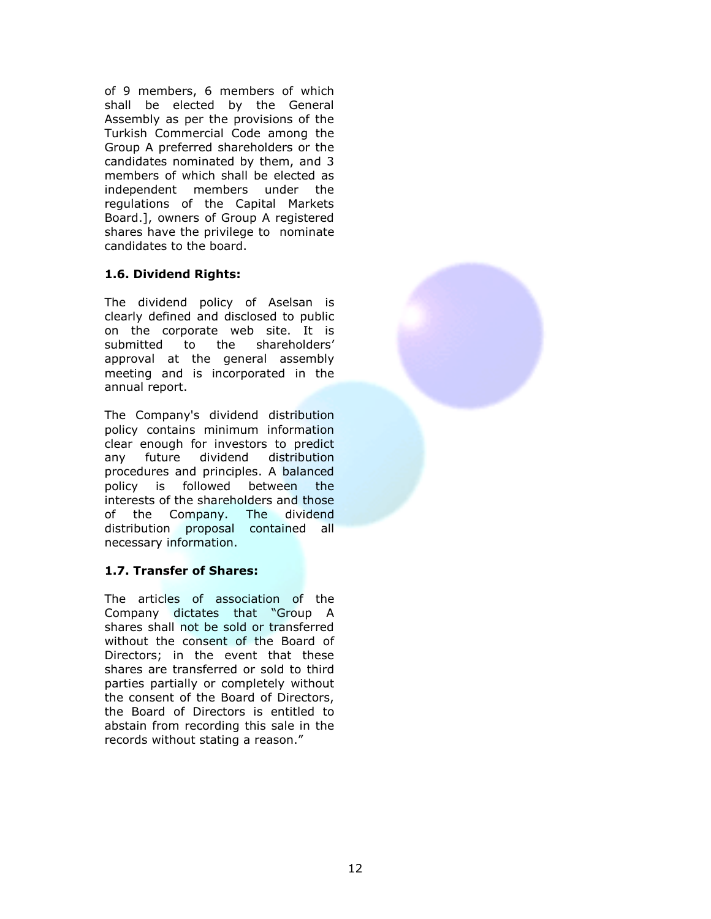of 9 members, 6 members of which shall be elected by the General Assembly as per the provisions of the Turkish Commercial Code among the Group A preferred shareholders or the candidates nominated by them, and 3 members of which shall be elected as independent members under the regulations of the Capital Markets Board.], owners of Group A registered shares have the privilege to nominate candidates to the board.

**1.6. Dividend Rights:**

The dividend policy of Aselsan is clearly defined and disclosed to public on the corporate web site. It is submitted to the shareholders' approval at the general assembly meeting and is incorporated in the annual report.

The Company's dividend distribution policy contains minimum information clear enough for investors to predict any future dividend distribution procedures and principles. A balanced policy is followed between the interests of the shareholders and those of the Company. The dividend distribution proposal contained all necessary information.

**1.7. Transfer of Shares:**

The articles of association of the Company dictates that "Group A shares shall not be sold or transferred without the consent of the Board of Directors; in the event that these shares are transferred or sold to third parties partially or completely without the consent of the Board of Directors, the Board of Directors is entitled to abstain from recording this sale in the records without stating a reason."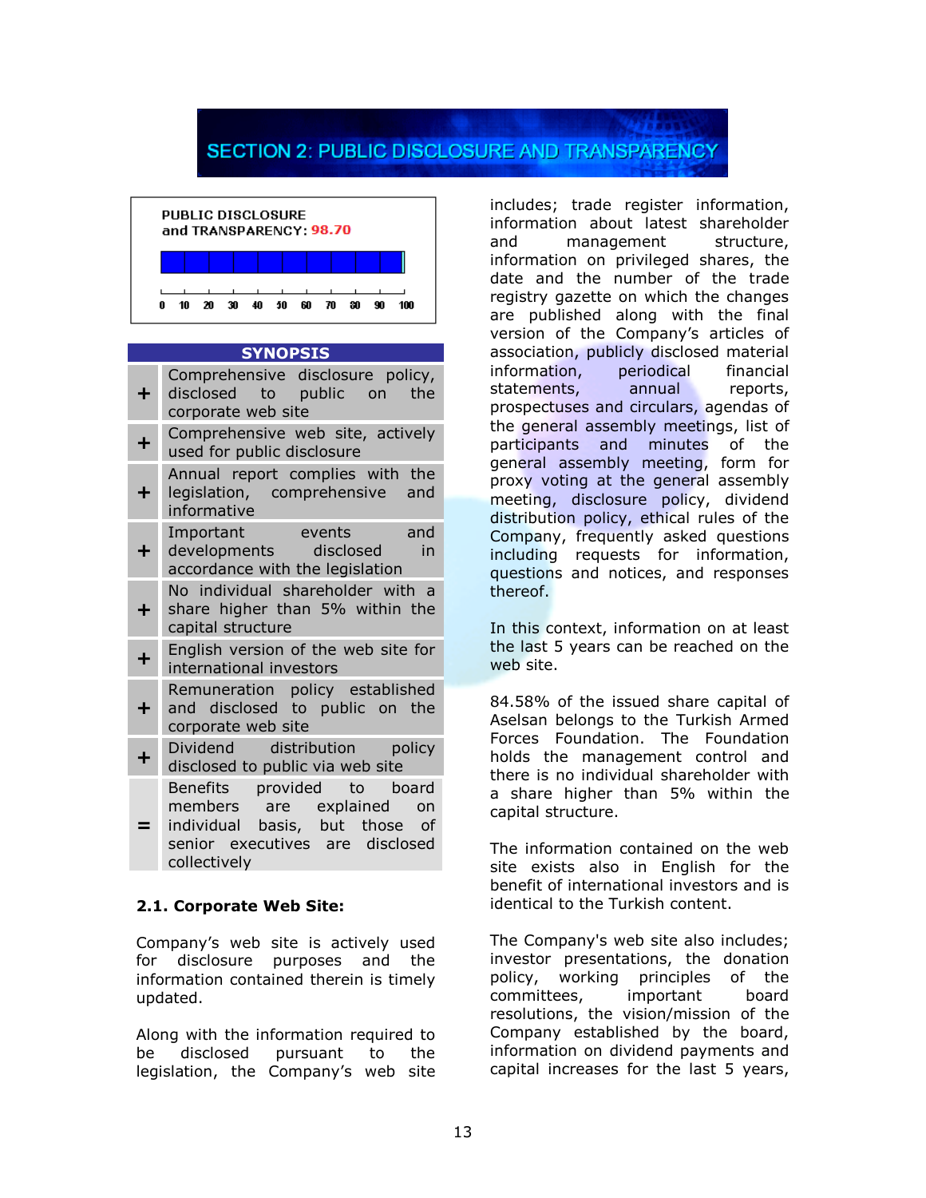# SECTION 2: PUBLIC DISCLOSURE AND TRANSPARENCY

**PUBLIC DISCLOSURE and TRANSPARENCY: 98.70**

| SYNOPSIS | |
|---|---|
| + | Comprehensive disclosure policy, disclosed to public on the corporate web site |
| + | Comprehensive web site, actively used for public disclosure |
| + | Annual report complies with the legislation, comprehensive and informative |
| + | Important events and developments disclosed in accordance with the legislation |
| + | No individual shareholder with a share higher than 5% within the capital structure |
| + | English version of the web site for international investors |
| + | Remuneration policy established and disclosed to public on the corporate web site |
| + | Dividend distribution policy disclosed to public via web site |
| = | Benefits provided to board members are explained on individual basis, but those of senior executives are disclosed collectively |

### 2.1. Corporate Web Site:

Company's web site is actively used for disclosure purposes and the information contained therein is timely updated.

Along with the information required to be disclosed pursuant to the legislation, the Company's web site includes; trade register information, information about latest shareholder and management structure, information on privileged shares, the date and the number of the trade registry gazette on which the changes are published along with the final version of the Company's articles of association, publicly disclosed material information, periodical financial statements, annual reports, prospectuses and circulars, agendas of the general assembly meetings, list of participants and minutes of the general assembly meeting, form for proxy voting at the general assembly meeting, disclosure policy, dividend distribution policy, ethical rules of the Company, frequently asked questions including requests for information, questions and notices, and responses thereof.

In this context, information on at least the last 5 years can be reached on the web site.

84.58% of the issued share capital of Aselsan belongs to the Turkish Armed Forces Foundation. The Foundation holds the management control and there is no individual shareholder with a share higher than 5% within the capital structure.

The information contained on the web site exists also in English for the benefit of international investors and is identical to the Turkish content.

The Company's web site also includes; investor presentations, the donation policy, working principles of the committees, important board resolutions, the vision/mission of the Company established by the board, information on dividend payments and capital increases for the last 5 years,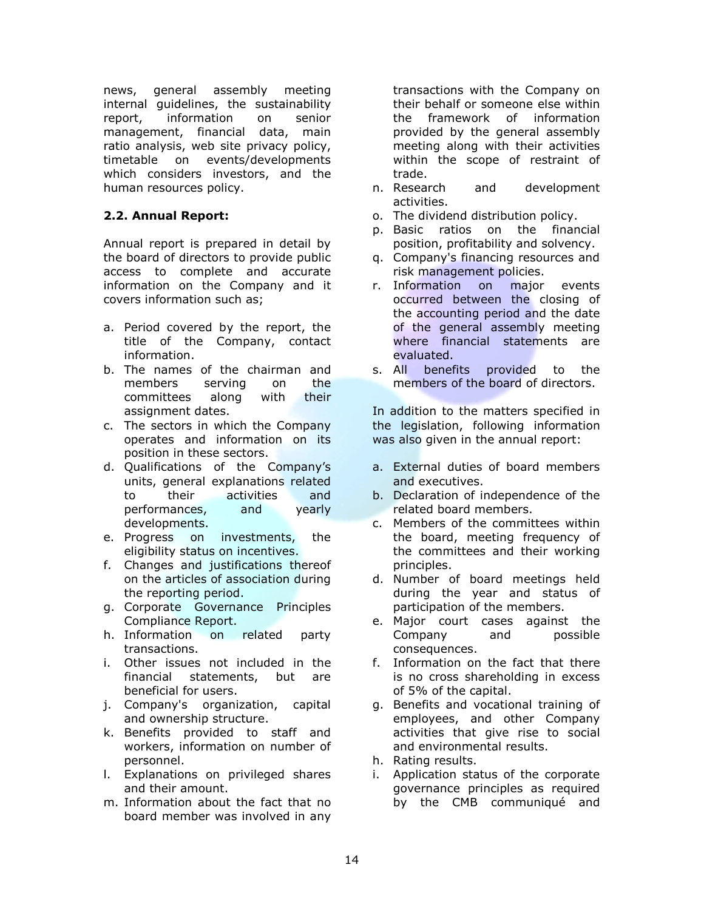news, general assembly meeting internal guidelines, the sustainability report, information on senior management, financial data, main ratio analysis, web site privacy policy, timetable on events/developments which considers investors, and the human resources policy.

### 2.2. Annual Report:

Annual report is prepared in detail by the board of directors to provide public access to complete and accurate information on the Company and it covers information such as;

a. Period covered by the report, the title of the Company, contact information.
b. The names of the chairman and members serving on the committees along with their assignment dates.
c. The sectors in which the Company operates and information on its position in these sectors.
d. Qualifications of the Company's units, general explanations related to their activities and performances, and yearly developments.
e. Progress on investments, the eligibility status on incentives.
f. Changes and justifications thereof on the articles of association during the reporting period.
g. Corporate Governance Principles Compliance Report.
h. Information on related party transactions.
i. Other issues not included in the financial statements, but are beneficial for users.
j. Company's organization, capital and ownership structure.
k. Benefits provided to staff and workers, information on number of personnel.
l. Explanations on privileged shares and their amount.
m. Information about the fact that no board member was involved in any transactions with the Company on their behalf or someone else within the framework of information provided by the general assembly meeting along with their activities within the scope of restraint of trade.
n. Research and development activities.
o. The dividend distribution policy.
p. Basic ratios on the financial position, profitability and solvency.
q. Company's financing resources and risk management policies.
r. Information on major events occurred between the closing of the accounting period and the date of the general assembly meeting where financial statements are evaluated.
s. All benefits provided to the members of the board of directors.

In addition to the matters specified in the legislation, following information was also given in the annual report:

a. External duties of board members and executives.
b. Declaration of independence of the related board members.
c. Members of the committees within the board, meeting frequency of the committees and their working principles.
d. Number of board meetings held during the year and status of participation of the members.
e. Major court cases against the Company and possible consequences.
f. Information on the fact that there is no cross shareholding in excess of 5% of the capital.
g. Benefits and vocational training of employees, and other Company activities that give rise to social and environmental results.
h. Rating results.
i. Application status of the corporate governance principles as required by the CMB communiqué and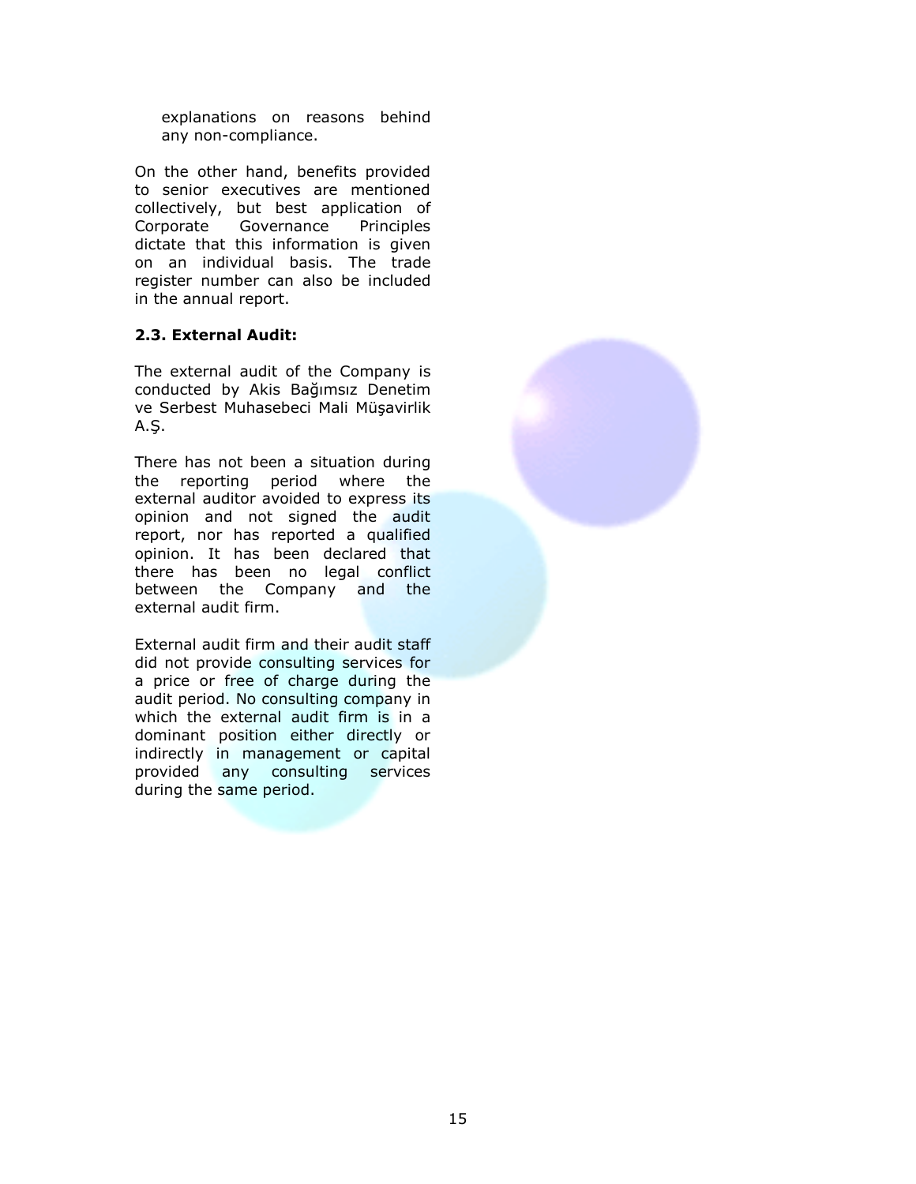explanations on reasons behind any non-compliance.

On the other hand, benefits provided to senior executives are mentioned collectively, but best application of Corporate Governance Principles dictate that this information is given on an individual basis. The trade register number can also be included in the annual report.

**2.3. External Audit:**

The external audit of the Company is conducted by Akis Bağımsız Denetim ve Serbest Muhasebeci Mali Müşavirlik A.Ş.

There has not been a situation during the reporting period where the external auditor avoided to express its opinion and not signed the audit report, nor has reported a qualified opinion. It has been declared that there has been no legal conflict between the Company and the external audit firm.

External audit firm and their audit staff did not provide consulting services for a price or free of charge during the audit period. No consulting company in which the external audit firm is in a dominant position either directly or indirectly in management or capital provided any consulting services during the same period.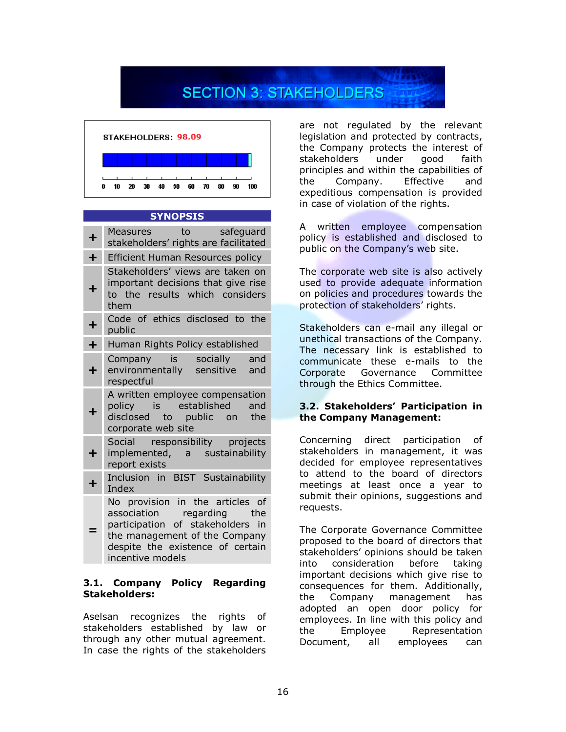# SECTION 3: STAKEHOLDERS

**STAKEHOLDERS: 98.09**

| SYNOPSIS | |
|---|---|
| + | Measures to safeguard stakeholders' rights are facilitated |
| + | Efficient Human Resources policy |
| + | Stakeholders' views are taken on important decisions that give rise to the results which considers them |
| + | Code of ethics disclosed to the public |
| + | Human Rights Policy established |
| + | Company is socially and environmentally sensitive and respectful |
| + | A written employee compensation policy is established and disclosed to public on the corporate web site |
| + | Social responsibility projects implemented, a sustainability report exists |
| + | Inclusion in BIST Sustainability Index |
| = | No provision in the articles of association regarding the participation of stakeholders in the management of the Company despite the existence of certain incentive models |

## 3.1. Company Policy Regarding Stakeholders:

Aselsan recognizes the rights of stakeholders established by law or through any other mutual agreement. In case the rights of the stakeholders are not regulated by the relevant legislation and protected by contracts, the Company protects the interest of stakeholders under good faith principles and within the capabilities of the Company. Effective and expeditious compensation is provided in case of violation of the rights.

A written employee compensation policy is established and disclosed to public on the Company's web site.

The corporate web site is also actively used to provide adequate information on policies and procedures towards the protection of stakeholders' rights.

Stakeholders can e-mail any illegal or unethical transactions of the Company. The necessary link is established to communicate these e-mails to the Corporate Governance Committee through the Ethics Committee.

## 3.2. Stakeholders' Participation in the Company Management:

Concerning direct participation of stakeholders in management, it was decided for employee representatives to attend to the board of directors meetings at least once a year to submit their opinions, suggestions and requests.

The Corporate Governance Committee proposed to the board of directors that stakeholders' opinions should be taken into consideration before taking important decisions which give rise to consequences for them. Additionally, the Company management has adopted an open door policy for employees. In line with this policy and the Employee Representation Document, all employees can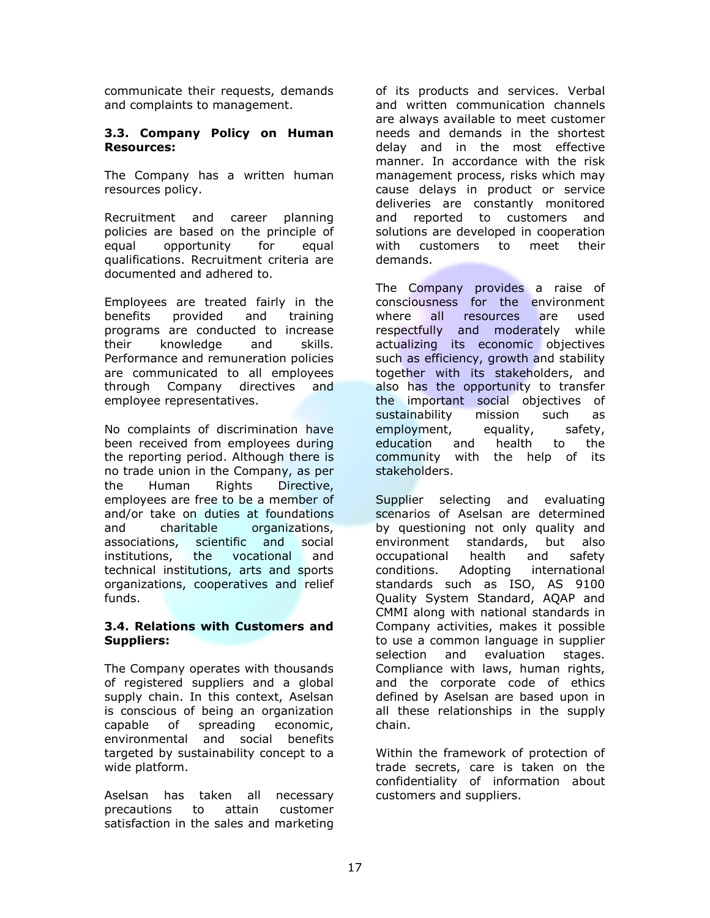communicate their requests, demands and complaints to management.

### 3.3. Company Policy on Human Resources:

The Company has a written human resources policy.

Recruitment and career planning policies are based on the principle of equal opportunity for equal qualifications. Recruitment criteria are documented and adhered to.

Employees are treated fairly in the benefits provided and training programs are conducted to increase their knowledge and skills. Performance and remuneration policies are communicated to all employees through Company directives and employee representatives.

No complaints of discrimination have been received from employees during the reporting period. Although there is no trade union in the Company, as per the Human Rights Directive, employees are free to be a member of and/or take on duties at foundations and charitable organizations, associations, scientific and social institutions, the vocational and technical institutions, arts and sports organizations, cooperatives and relief funds.

### 3.4. Relations with Customers and Suppliers:

The Company operates with thousands of registered suppliers and a global supply chain. In this context, Aselsan is conscious of being an organization capable of spreading economic, environmental and social benefits targeted by sustainability concept to a wide platform.

Aselsan has taken all necessary precautions to attain customer satisfaction in the sales and marketing of its products and services. Verbal and written communication channels are always available to meet customer needs and demands in the shortest delay and in the most effective manner. In accordance with the risk management process, risks which may cause delays in product or service deliveries are constantly monitored and reported to customers and solutions are developed in cooperation with customers to meet their demands.

The Company provides a raise of consciousness for the environment where all resources are used respectfully and moderately while actualizing its economic objectives such as efficiency, growth and stability together with its stakeholders, and also has the opportunity to transfer the important social objectives of sustainability mission such as employment, equality, safety, education and health to the community with the help of its stakeholders.

Supplier selecting and evaluating scenarios of Aselsan are determined by questioning not only quality and environment standards, but also occupational health and safety conditions. Adopting international standards such as ISO, AS 9100 Quality System Standard, AQAP and CMMI along with national standards in Company activities, makes it possible to use a common language in supplier selection and evaluation stages. Compliance with laws, human rights, and the corporate code of ethics defined by Aselsan are based upon in all these relationships in the supply chain.

Within the framework of protection of trade secrets, care is taken on the confidentiality of information about customers and suppliers.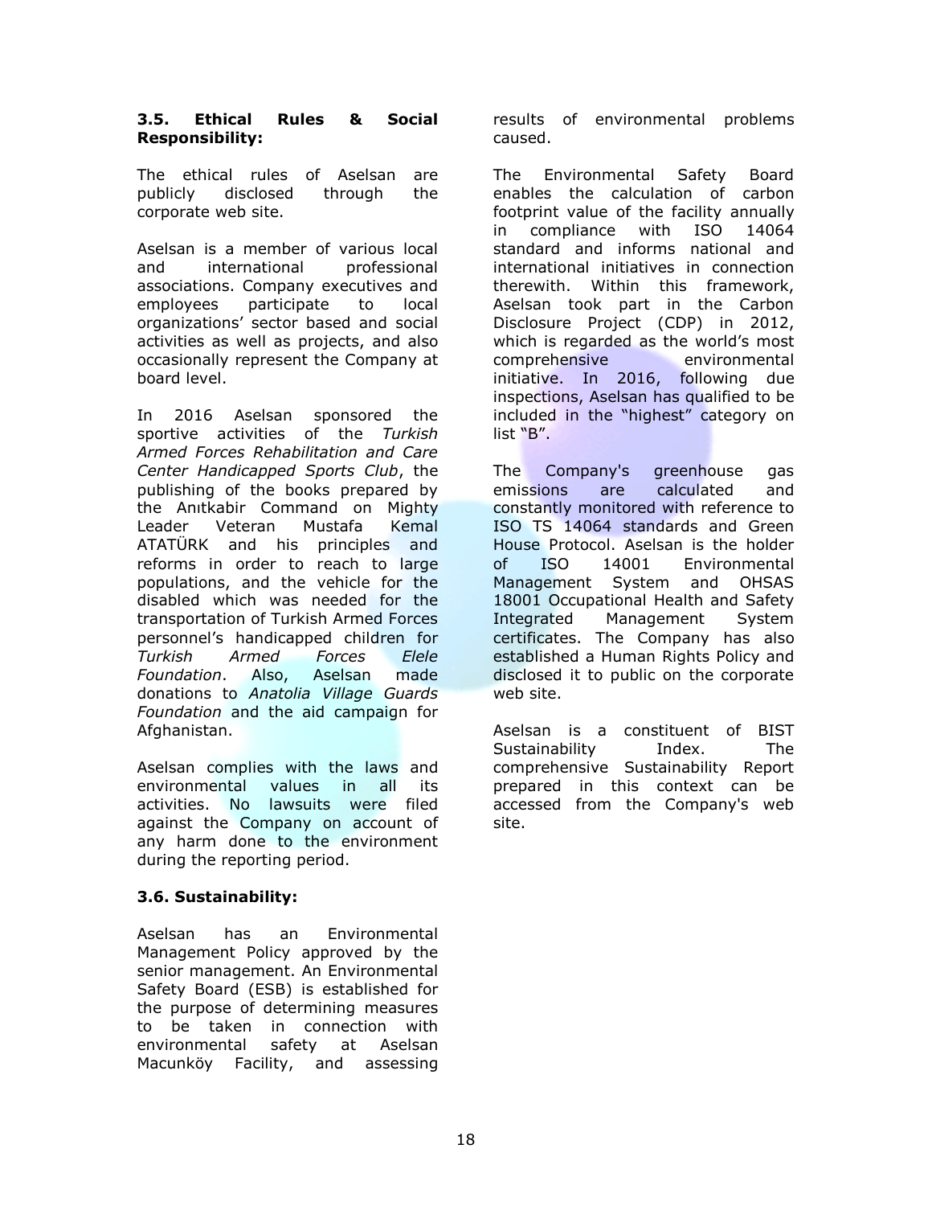### 3.5. Ethical Rules & Social Responsibility:

The ethical rules of Aselsan are publicly disclosed through the corporate web site.

Aselsan is a member of various local and international professional associations. Company executives and employees participate to local organizations' sector based and social activities as well as projects, and also occasionally represent the Company at board level.

In 2016 Aselsan sponsored the sportive activities of the *Turkish Armed Forces Rehabilitation and Care Center Handicapped Sports Club*, the publishing of the books prepared by the Anıtkabir Command on Mighty Leader Veteran Mustafa Kemal ATATÜRK and his principles and reforms in order to reach to large populations, and the vehicle for the disabled which was needed for the transportation of Turkish Armed Forces personnel's handicapped children for *Turkish Armed Forces Elele Foundation*. Also, Aselsan made donations to *Anatolia Village Guards Foundation* and the aid campaign for Afghanistan.

Aselsan complies with the laws and environmental values in all its activities. No lawsuits were filed against the Company on account of any harm done to the environment during the reporting period.

### 3.6. Sustainability:

Aselsan has an Environmental Management Policy approved by the senior management. An Environmental Safety Board (ESB) is established for the purpose of determining measures to be taken in connection with environmental safety at Aselsan Macunköy Facility, and assessing results of environmental problems caused.

The Environmental Safety Board enables the calculation of carbon footprint value of the facility annually in compliance with ISO 14064 standard and informs national and international initiatives in connection therewith. Within this framework, Aselsan took part in the Carbon Disclosure Project (CDP) in 2012, which is regarded as the world's most comprehensive environmental initiative. In 2016, following due inspections, Aselsan has qualified to be included in the "highest" category on list "B".

The Company's greenhouse gas emissions are calculated and constantly monitored with reference to ISO TS 14064 standards and Green House Protocol. Aselsan is the holder of ISO 14001 Environmental Management System and OHSAS 18001 Occupational Health and Safety Integrated Management System certificates. The Company has also established a Human Rights Policy and disclosed it to public on the corporate web site.

Aselsan is a constituent of BIST Sustainability Index. The comprehensive Sustainability Report prepared in this context can be accessed from the Company's web site.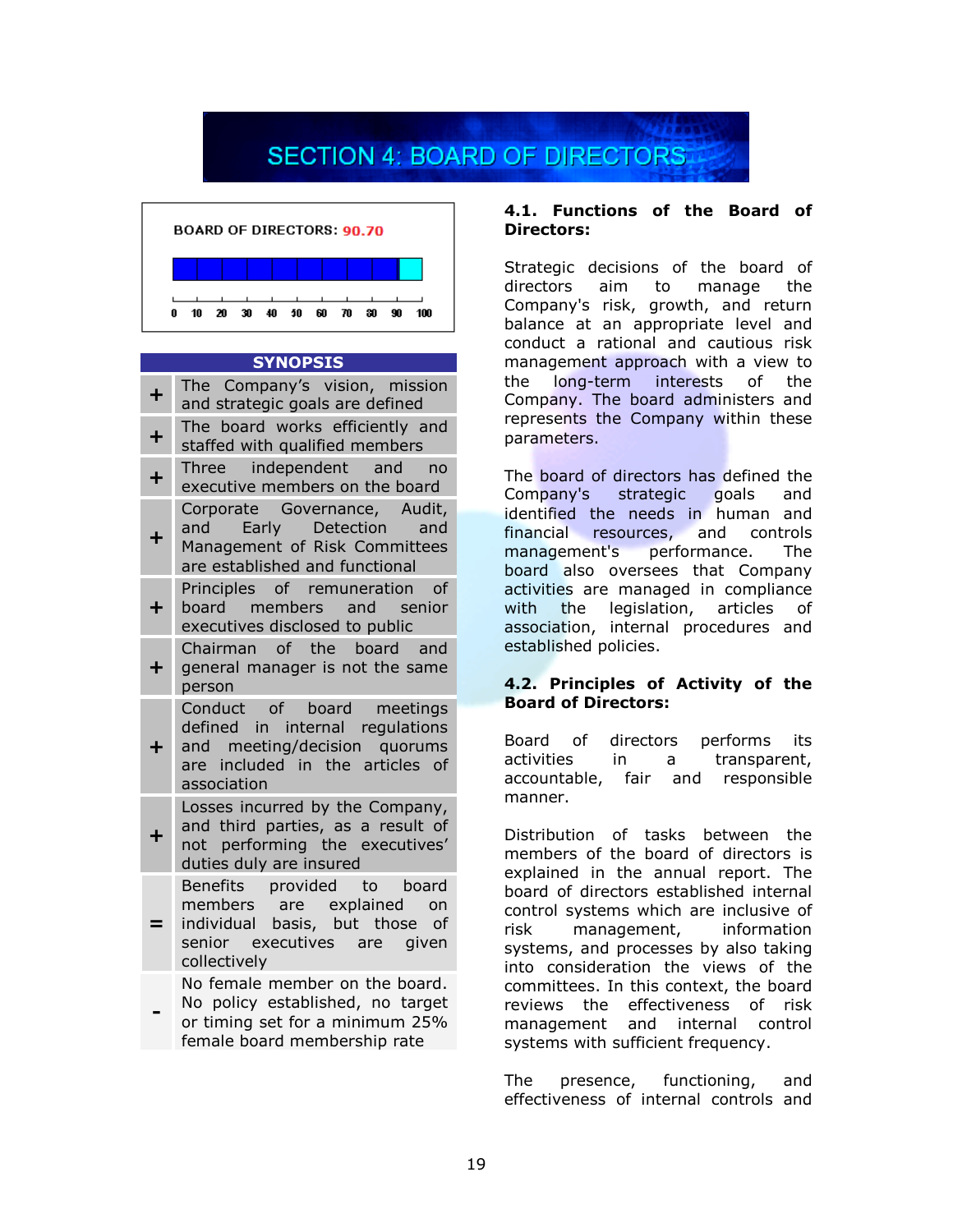# SECTION 4: BOARD OF DIRECTORS

BOARD OF DIRECTORS: 90.70

0 10 20 30 40 50 60 70 80 90 100

| | SYNOPSIS |
|---|---|
| + | The Company's vision, mission and strategic goals are defined |
| + | The board works efficiently and staffed with qualified members |
| + | Three independent and no executive members on the board |
| + | Corporate Governance, Audit, and Early Detection and Management of Risk Committees are established and functional |
| + | Principles of remuneration of board members and senior executives disclosed to public |
| + | Chairman of the board and general manager is not the same person |
| + | Conduct of board meetings defined in internal regulations and meeting/decision quorums are included in the articles of association |
| + | Losses incurred by the Company, and third parties, as a result of not performing the executives' duties duly are insured |
| = | Benefits provided to board members are explained on individual basis, but those of senior executives are given collectively |
| - | No female member on the board. No policy established, no target or timing set for a minimum 25% female board membership rate |

**4.1. Functions of the Board of Directors:**

Strategic decisions of the board of directors aim to manage the Company's risk, growth, and return balance at an appropriate level and conduct a rational and cautious risk management approach with a view to the long-term interests of the Company. The board administers and represents the Company within these parameters.

The board of directors has defined the Company's strategic goals and identified the needs in human and financial resources, and controls management's performance. The board also oversees that Company activities are managed in compliance with the legislation, articles of association, internal procedures and established policies.

**4.2. Principles of Activity of the Board of Directors:**

Board of directors performs its activities in a transparent, accountable, fair and responsible manner.

Distribution of tasks between the members of the board of directors is explained in the annual report. The board of directors established internal control systems which are inclusive of risk management, information systems, and processes by also taking into consideration the views of the committees. In this context, the board reviews the effectiveness of risk management and internal control systems with sufficient frequency.

The presence, functioning, and effectiveness of internal controls and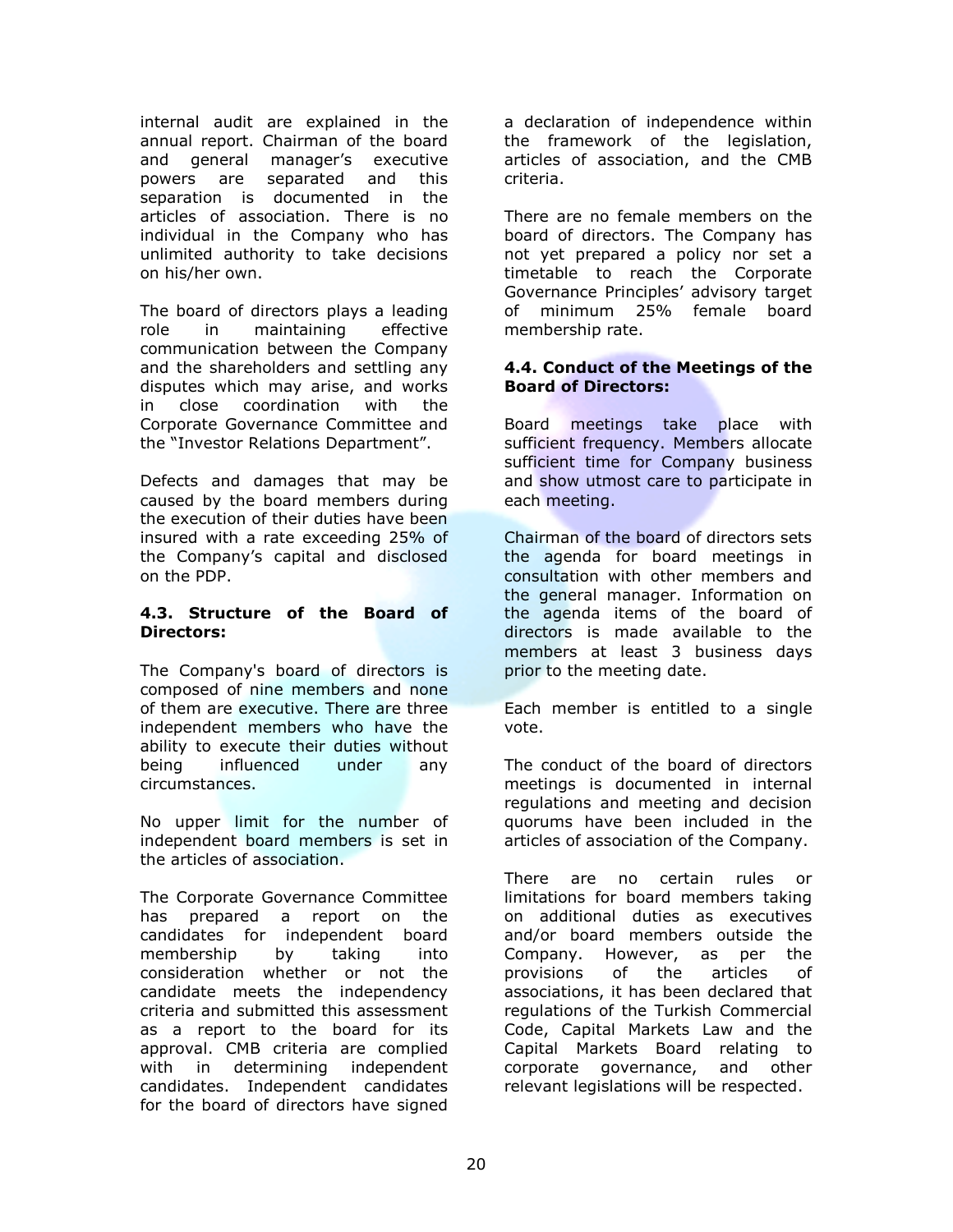internal audit are explained in the annual report. Chairman of the board and general manager's executive powers are separated and this separation is documented in the articles of association. There is no individual in the Company who has unlimited authority to take decisions on his/her own.

The board of directors plays a leading role in maintaining effective communication between the Company and the shareholders and settling any disputes which may arise, and works in close coordination with the Corporate Governance Committee and the "Investor Relations Department".

Defects and damages that may be caused by the board members during the execution of their duties have been insured with a rate exceeding 25% of the Company's capital and disclosed on the PDP.

#### 4.3. Structure of the Board of Directors:

The Company's board of directors is composed of nine members and none of them are executive. There are three independent members who have the ability to execute their duties without being influenced under any circumstances.

No upper limit for the number of independent board members is set in the articles of association.

The Corporate Governance Committee has prepared a report on the candidates for independent board membership by taking into consideration whether or not the candidate meets the independency criteria and submitted this assessment as a report to the board for its approval. CMB criteria are complied with in determining independent candidates. Independent candidates for the board of directors have signed a declaration of independence within the framework of the legislation, articles of association, and the CMB criteria.

There are no female members on the board of directors. The Company has not yet prepared a policy nor set a timetable to reach the Corporate Governance Principles' advisory target of minimum 25% female board membership rate.

#### 4.4. Conduct of the Meetings of the Board of Directors:

Board meetings take place with sufficient frequency. Members allocate sufficient time for Company business and show utmost care to participate in each meeting.

Chairman of the board of directors sets the agenda for board meetings in consultation with other members and the general manager. Information on the agenda items of the board of directors is made available to the members at least 3 business days prior to the meeting date.

Each member is entitled to a single vote.

The conduct of the board of directors meetings is documented in internal regulations and meeting and decision quorums have been included in the articles of association of the Company.

There are no certain rules or limitations for board members taking on additional duties as executives and/or board members outside the Company. However, as per the provisions of the articles of associations, it has been declared that regulations of the Turkish Commercial Code, Capital Markets Law and the Capital Markets Board relating to corporate governance, and other relevant legislations will be respected.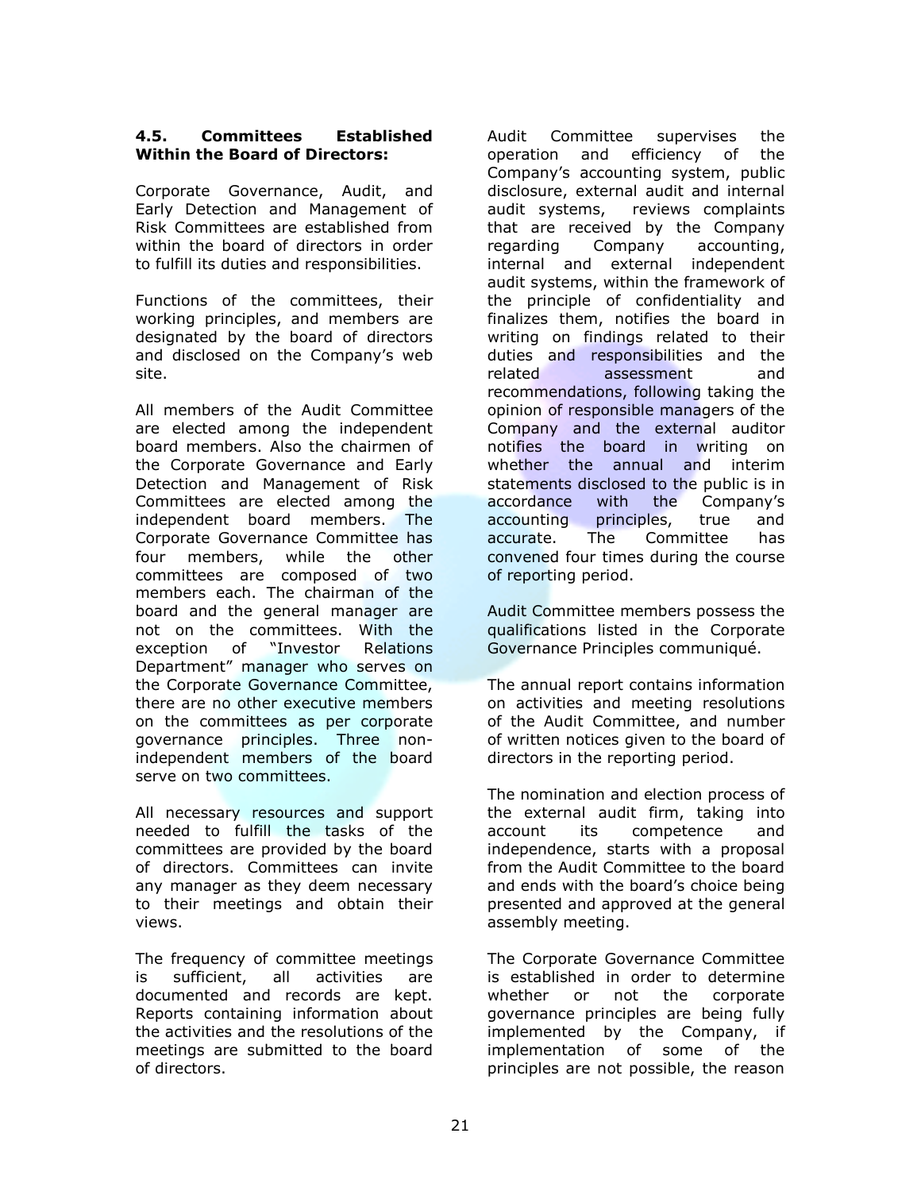### 4.5. Committees Established Within the Board of Directors:

Corporate Governance, Audit, and Early Detection and Management of Risk Committees are established from within the board of directors in order to fulfill its duties and responsibilities.

Functions of the committees, their working principles, and members are designated by the board of directors and disclosed on the Company's web site.

All members of the Audit Committee are elected among the independent board members. Also the chairmen of the Corporate Governance and Early Detection and Management of Risk Committees are elected among the independent board members. The Corporate Governance Committee has four members, while the other committees are composed of two members each. The chairman of the board and the general manager are not on the committees. With the exception of "Investor Relations Department" manager who serves on the Corporate Governance Committee, there are no other executive members on the committees as per corporate governance principles. Three non-independent members of the board serve on two committees.

All necessary resources and support needed to fulfill the tasks of the committees are provided by the board of directors. Committees can invite any manager as they deem necessary to their meetings and obtain their views.

The frequency of committee meetings is sufficient, all activities are documented and records are kept. Reports containing information about the activities and the resolutions of the meetings are submitted to the board of directors.

Audit Committee supervises the operation and efficiency of the Company's accounting system, public disclosure, external audit and internal audit systems, reviews complaints that are received by the Company regarding Company accounting, internal and external independent audit systems, within the framework of the principle of confidentiality and finalizes them, notifies the board in writing on findings related to their duties and responsibilities and the related assessment and recommendations, following taking the opinion of responsible managers of the Company and the external auditor notifies the board in writing on whether the annual and interim statements disclosed to the public is in accordance with the Company's accounting principles, true and accurate. The Committee has convened four times during the course of reporting period.

Audit Committee members possess the qualifications listed in the Corporate Governance Principles communiqué.

The annual report contains information on activities and meeting resolutions of the Audit Committee, and number of written notices given to the board of directors in the reporting period.

The nomination and election process of the external audit firm, taking into account its competence and independence, starts with a proposal from the Audit Committee to the board and ends with the board's choice being presented and approved at the general assembly meeting.

The Corporate Governance Committee is established in order to determine whether or not the corporate governance principles are being fully implemented by the Company, if implementation of some of the principles are not possible, the reason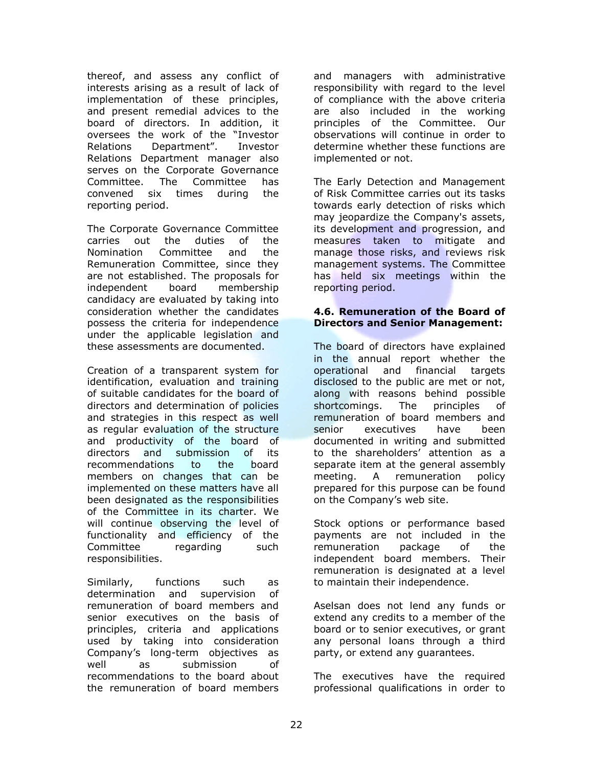thereof, and assess any conflict of interests arising as a result of lack of implementation of these principles, and present remedial advices to the board of directors. In addition, it oversees the work of the "Investor Relations Department". Investor Relations Department manager also serves on the Corporate Governance Committee. The Committee has convened six times during the reporting period.

The Corporate Governance Committee carries out the duties of the Nomination Committee and the Remuneration Committee, since they are not established. The proposals for independent board membership candidacy are evaluated by taking into consideration whether the candidates possess the criteria for independence under the applicable legislation and these assessments are documented.

Creation of a transparent system for identification, evaluation and training of suitable candidates for the board of directors and determination of policies and strategies in this respect as well as regular evaluation of the structure and productivity of the board of directors and submission of its recommendations to the board members on changes that can be implemented on these matters have all been designated as the responsibilities of the Committee in its charter. We will continue observing the level of functionality and efficiency of the Committee regarding such responsibilities.

Similarly, functions such as determination and supervision of remuneration of board members and senior executives on the basis of principles, criteria and applications used by taking into consideration Company's long-term objectives as well as submission of recommendations to the board about the remuneration of board members and managers with administrative responsibility with regard to the level of compliance with the above criteria are also included in the working principles of the Committee. Our observations will continue in order to determine whether these functions are implemented or not.

The Early Detection and Management of Risk Committee carries out its tasks towards early detection of risks which may jeopardize the Company's assets, its development and progression, and measures taken to mitigate and manage those risks, and reviews risk management systems. The Committee has held six meetings within the reporting period.

**4.6. Remuneration of the Board of Directors and Senior Management:**

The board of directors have explained in the annual report whether the operational and financial targets disclosed to the public are met or not, along with reasons behind possible shortcomings. The principles of remuneration of board members and senior executives have been documented in writing and submitted to the shareholders' attention as a separate item at the general assembly meeting. A remuneration policy prepared for this purpose can be found on the Company's web site.

Stock options or performance based payments are not included in the remuneration package of the independent board members. Their remuneration is designated at a level to maintain their independence.

Aselsan does not lend any funds or extend any credits to a member of the board or to senior executives, or grant any personal loans through a third party, or extend any guarantees.

The executives have the required professional qualifications in order to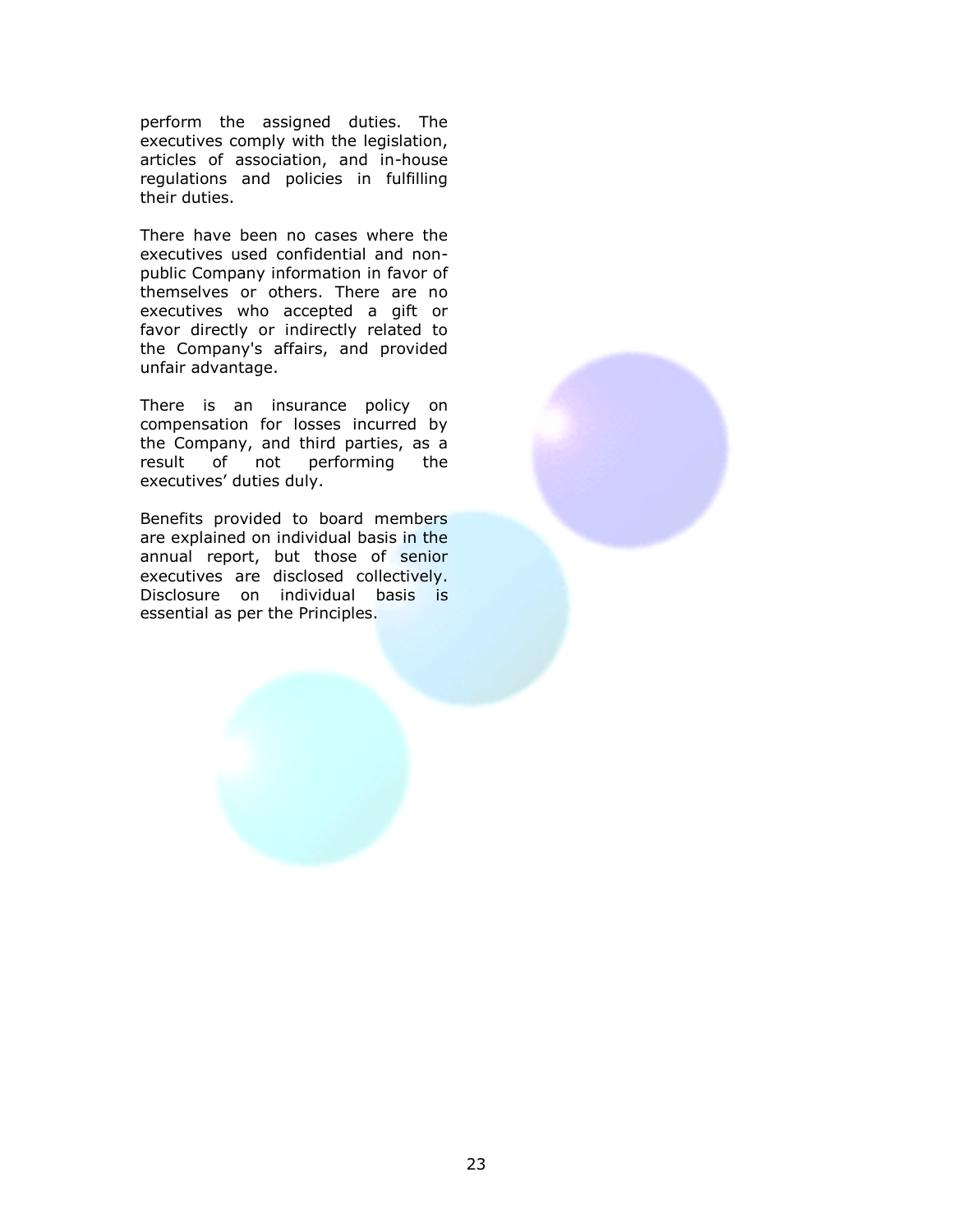perform the assigned duties. The executives comply with the legislation, articles of association, and in-house regulations and policies in fulfilling their duties.

There have been no cases where the executives used confidential and non-public Company information in favor of themselves or others. There are no executives who accepted a gift or favor directly or indirectly related to the Company's affairs, and provided unfair advantage.

There is an insurance policy on compensation for losses incurred by the Company, and third parties, as a result of not performing the executives' duties duly.

Benefits provided to board members are explained on individual basis in the annual report, but those of senior executives are disclosed collectively. Disclosure on individual basis is essential as per the Principles.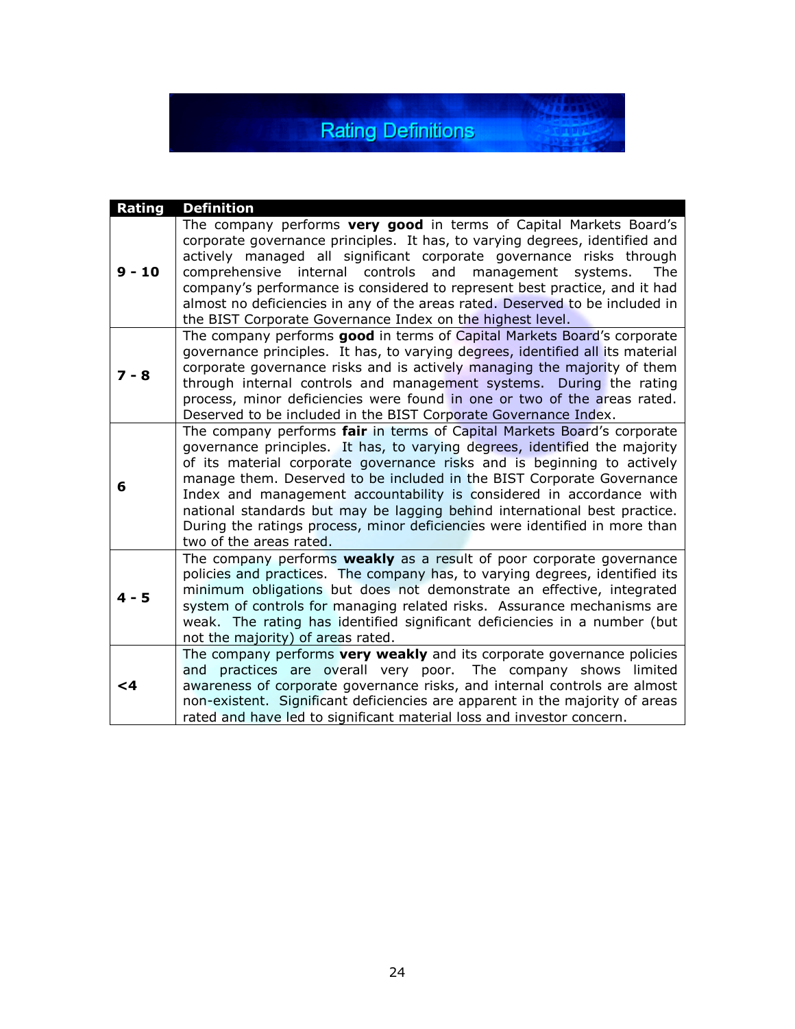# Rating Definitions

| Rating | Definition |
|---|---|
| **9 - 10** | The company performs **very good** in terms of Capital Markets Board's corporate governance principles. It has, to varying degrees, identified and actively managed all significant corporate governance risks through comprehensive internal controls and management systems. The company's performance is considered to represent best practice, and it had almost no deficiencies in any of the areas rated. Deserved to be included in the BIST Corporate Governance Index on the highest level. |
| **7 - 8** | The company performs **good** in terms of Capital Markets Board's corporate governance principles. It has, to varying degrees, identified all its material corporate governance risks and is actively managing the majority of them through internal controls and management systems. During the rating process, minor deficiencies were found in one or two of the areas rated. Deserved to be included in the BIST Corporate Governance Index. |
| **6** | The company performs **fair** in terms of Capital Markets Board's corporate governance principles. It has, to varying degrees, identified the majority of its material corporate governance risks and is beginning to actively manage them. Deserved to be included in the BIST Corporate Governance Index and management accountability is considered in accordance with national standards but may be lagging behind international best practice. During the ratings process, minor deficiencies were identified in more than two of the areas rated. |
| **4 - 5** | The company performs **weakly** as a result of poor corporate governance policies and practices. The company has, to varying degrees, identified its minimum obligations but does not demonstrate an effective, integrated system of controls for managing related risks. Assurance mechanisms are weak. The rating has identified significant deficiencies in a number (but not the majority) of areas rated. |
| **<4** | The company performs **very weakly** and its corporate governance policies and practices are overall very poor. The company shows limited awareness of corporate governance risks, and internal controls are almost non-existent. Significant deficiencies are apparent in the majority of areas rated and have led to significant material loss and investor concern. |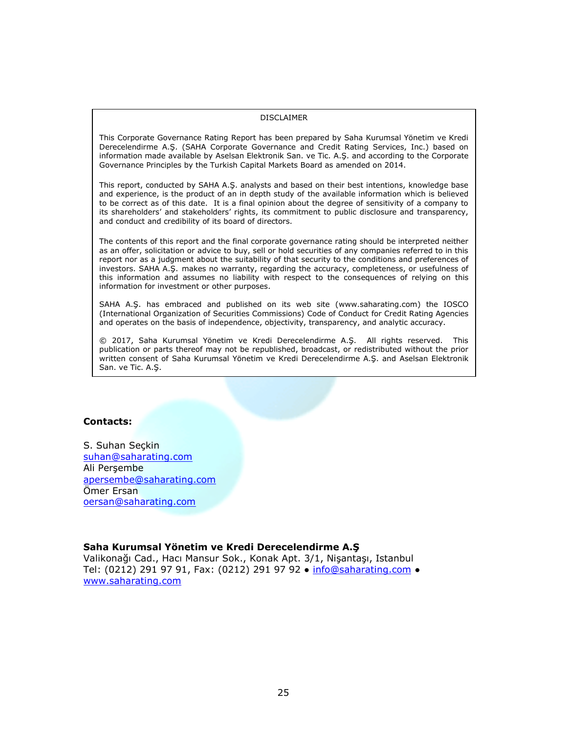## DISCLAIMER

This Corporate Governance Rating Report has been prepared by Saha Kurumsal Yönetim ve Kredi Derecelendirme A.Ş. (SAHA Corporate Governance and Credit Rating Services, Inc.) based on information made available by Aselsan Elektronik San. ve Tic. A.Ş. and according to the Corporate Governance Principles by the Turkish Capital Markets Board as amended on 2014.

This report, conducted by SAHA A.Ş. analysts and based on their best intentions, knowledge base and experience, is the product of an in depth study of the available information which is believed to be correct as of this date. It is a final opinion about the degree of sensitivity of a company to its shareholders' and stakeholders' rights, its commitment to public disclosure and transparency, and conduct and credibility of its board of directors.

The contents of this report and the final corporate governance rating should be interpreted neither as an offer, solicitation or advice to buy, sell or hold securities of any companies referred to in this report nor as a judgment about the suitability of that security to the conditions and preferences of investors. SAHA A.Ş. makes no warranty, regarding the accuracy, completeness, or usefulness of this information and assumes no liability with respect to the consequences of relying on this information for investment or other purposes.

SAHA A.Ş. has embraced and published on its web site (www.saharating.com) the IOSCO (International Organization of Securities Commissions) Code of Conduct for Credit Rating Agencies and operates on the basis of independence, objectivity, transparency, and analytic accuracy.

© 2017, Saha Kurumsal Yönetim ve Kredi Derecelendirme A.Ş. All rights reserved. This publication or parts thereof may not be republished, broadcast, or redistributed without the prior written consent of Saha Kurumsal Yönetim ve Kredi Derecelendirme A.Ş. and Aselsan Elektronik San. ve Tic. A.Ş.

**Contacts:**

S. Suhan Seçkin
suhan@saharating.com
Ali Perşembe
apersembe@saharating.com
Ömer Ersan
oersan@saharating.com

**Saha Kurumsal Yönetim ve Kredi Derecelendirme A.Ş**
Valikonağı Cad., Hacı Mansur Sok., Konak Apt. 3/1, Nişantaşı, Istanbul
Tel: (0212) 291 97 91, Fax: (0212) 291 97 92 • info@saharating.com • www.saharating.com